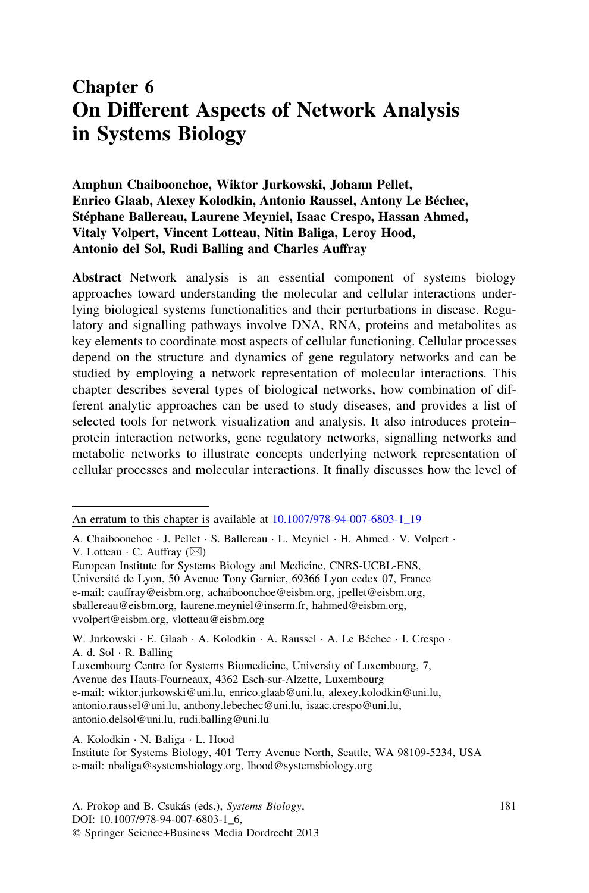# Chapter 6
# On Different Aspects of Network Analysis in Systems Biology

**Amphun Chaiboonchoe, Wiktor Jurkowski, Johann Pellet, Enrico Glaab, Alexey Kolodkin, Antonio Raussel, Antony Le Béchec, Stéphane Ballereau, Laurene Meyniel, Isaac Crespo, Hassan Ahmed, Vitaly Volpert, Vincent Lotteau, Nitin Baliga, Leroy Hood, Antonio del Sol, Rudi Balling and Charles Auffray**

**Abstract** Network analysis is an essential component of systems biology approaches toward understanding the molecular and cellular interactions underlying biological systems functionalities and their perturbations in disease. Regulatory and signalling pathways involve DNA, RNA, proteins and metabolites as key elements to coordinate most aspects of cellular functioning. Cellular processes depend on the structure and dynamics of gene regulatory networks and can be studied by employing a network representation of molecular interactions. This chapter describes several types of biological networks, how combination of different analytic approaches can be used to study diseases, and provides a list of selected tools for network visualization and analysis. It also introduces protein–protein interaction networks, gene regulatory networks, signalling networks and metabolic networks to illustrate concepts underlying network representation of cellular processes and molecular interactions. It finally discusses how the level of

---

An erratum to this chapter is available at 10.1007/978-94-007-6803-1_19

A. Chaiboonchoe · J. Pellet · S. Ballereau · L. Meyniel · H. Ahmed · V. Volpert · V. Lotteau · C. Auffray (✉)
European Institute for Systems Biology and Medicine, CNRS-UCBL-ENS, Université de Lyon, 50 Avenue Tony Garnier, 69366 Lyon cedex 07, France
e-mail: cauffray@eisbm.org, achaiboonchoe@eisbm.org, jpellet@eisbm.org, sballereau@eisbm.org, laurene.meyniel@inserm.fr, hahmed@eisbm.org, vvolpert@eisbm.org, vlotteau@eisbm.org

W. Jurkowski · E. Glaab · A. Kolodkin · A. Raussel · A. Le Béchec · I. Crespo · A. d. Sol · R. Balling
Luxembourg Centre for Systems Biomedicine, University of Luxembourg, 7, Avenue des Hauts-Fourneaux, 4362 Esch-sur-Alzette, Luxembourg
e-mail: wiktor.jurkowski@uni.lu, enrico.glaab@uni.lu, alexey.kolodkin@uni.lu, antonio.raussel@uni.lu, anthony.lebechec@uni.lu, isaac.crespo@uni.lu, antonio.delsol@uni.lu, rudi.balling@uni.lu

A. Kolodkin · N. Baliga · L. Hood
Institute for Systems Biology, 401 Terry Avenue North, Seattle, WA 98109-5234, USA
e-mail: nbaliga@systemsbiology.org, lhood@systemsbiology.org

A. Prokop and B. Csukás (eds.), *Systems Biology*,
DOI: 10.1007/978-94-007-6803-1_6,
© Springer Science+Business Media Dordrecht 2013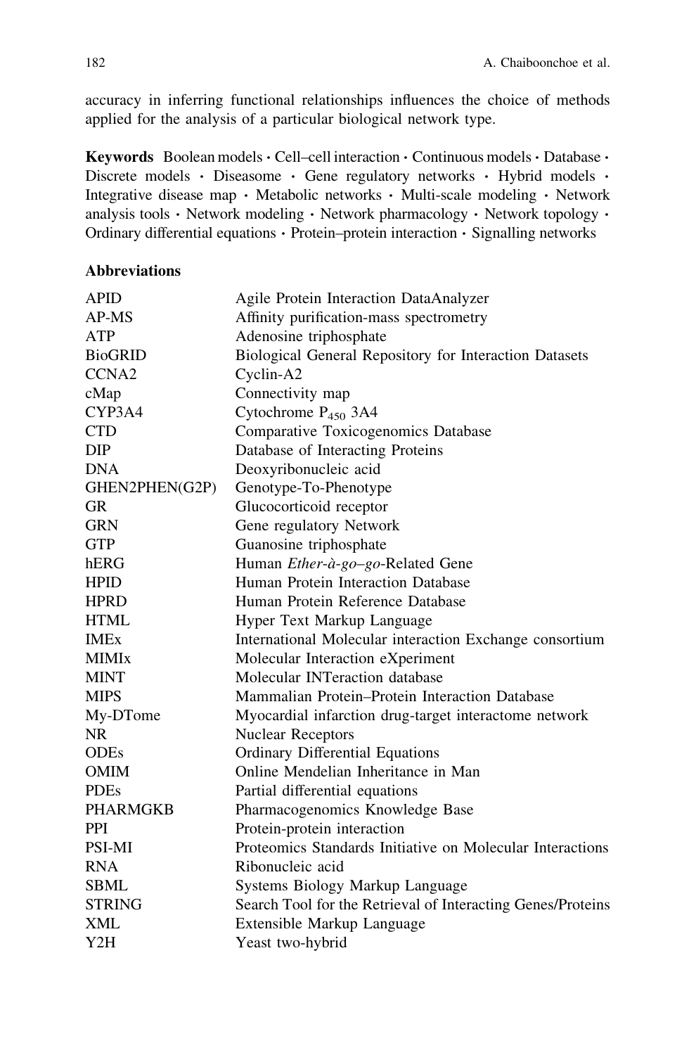accuracy in inferring functional relationships influences the choice of methods applied for the analysis of a particular biological network type.

**Keywords** Boolean models · Cell–cell interaction · Continuous models · Database · Discrete models · Diseasome · Gene regulatory networks · Hybrid models · Integrative disease map · Metabolic networks · Multi-scale modeling · Network analysis tools · Network modeling · Network pharmacology · Network topology · Ordinary differential equations · Protein–protein interaction · Signalling networks

**Abbreviations**

| | |
|---|---|
| APID | Agile Protein Interaction DataAnalyzer |
| AP-MS | Affinity purification-mass spectrometry |
| ATP | Adenosine triphosphate |
| BioGRID | Biological General Repository for Interaction Datasets |
| CCNA2 | Cyclin-A2 |
| cMap | Connectivity map |
| CYP3A4 | Cytochrome $P_{450}$ 3A4 |
| CTD | Comparative Toxicogenomics Database |
| DIP | Database of Interacting Proteins |
| DNA | Deoxyribonucleic acid |
| GHEN2PHEN(G2P) | Genotype-To-Phenotype |
| GR | Glucocorticoid receptor |
| GRN | Gene regulatory Network |
| GTP | Guanosine triphosphate |
| hERG | Human *Ether-à-go–go*-Related Gene |
| HPID | Human Protein Interaction Database |
| HPRD | Human Protein Reference Database |
| HTML | Hyper Text Markup Language |
| IMEx | International Molecular interaction Exchange consortium |
| MIMIx | Molecular Interaction eXperiment |
| MINT | Molecular INTeraction database |
| MIPS | Mammalian Protein–Protein Interaction Database |
| My-DTome | Myocardial infarction drug-target interactome network |
| NR | Nuclear Receptors |
| ODEs | Ordinary Differential Equations |
| OMIM | Online Mendelian Inheritance in Man |
| PDEs | Partial differential equations |
| PHARMGKB | Pharmacogenomics Knowledge Base |
| PPI | Protein-protein interaction |
| PSI-MI | Proteomics Standards Initiative on Molecular Interactions |
| RNA | Ribonucleic acid |
| SBML | Systems Biology Markup Language |
| STRING | Search Tool for the Retrieval of Interacting Genes/Proteins |
| XML | Extensible Markup Language |
| Y2H | Yeast two-hybrid |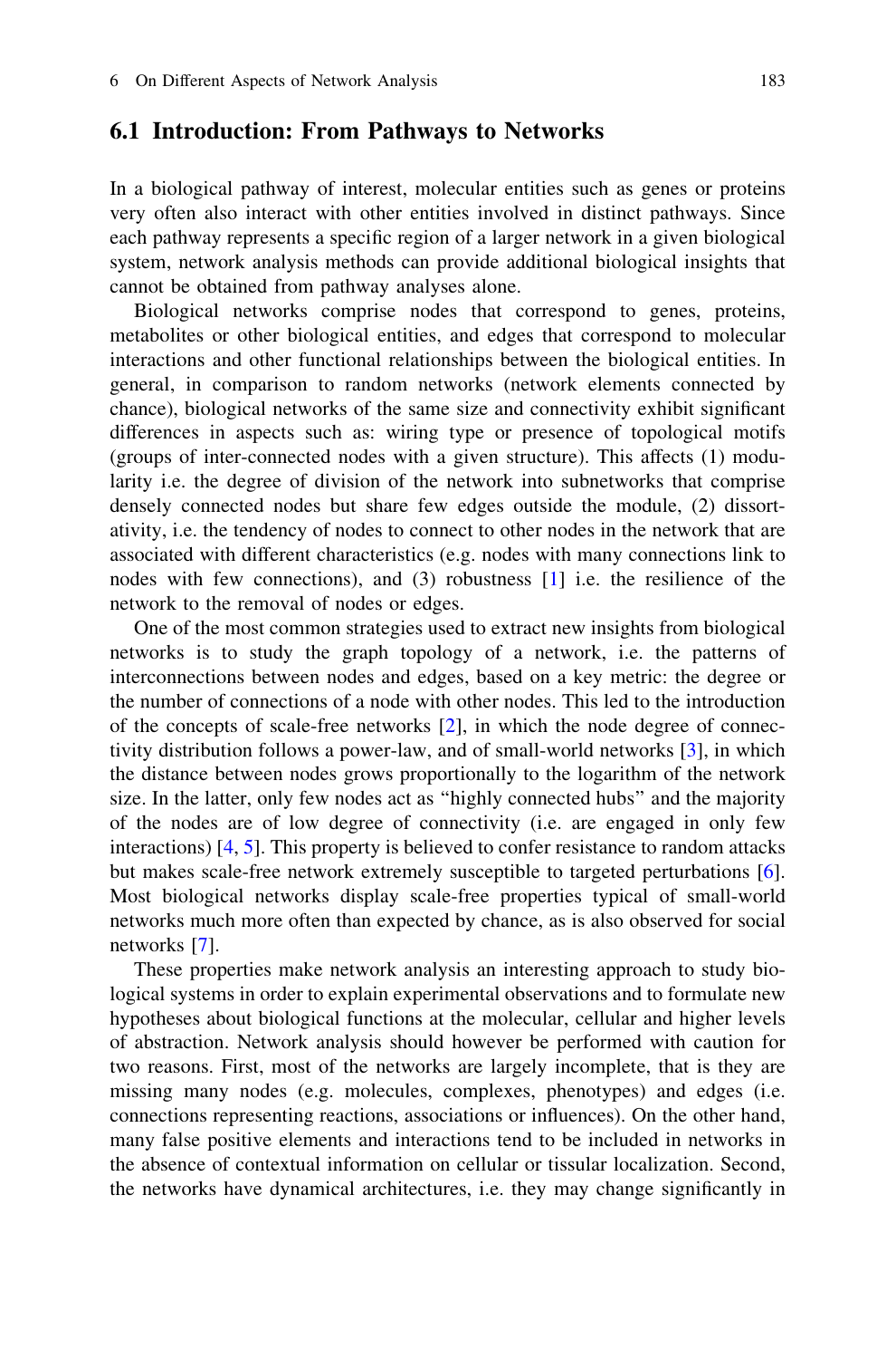## 6.1 Introduction: From Pathways to Networks

In a biological pathway of interest, molecular entities such as genes or proteins very often also interact with other entities involved in distinct pathways. Since each pathway represents a specific region of a larger network in a given biological system, network analysis methods can provide additional biological insights that cannot be obtained from pathway analyses alone.

Biological networks comprise nodes that correspond to genes, proteins, metabolites or other biological entities, and edges that correspond to molecular interactions and other functional relationships between the biological entities. In general, in comparison to random networks (network elements connected by chance), biological networks of the same size and connectivity exhibit significant differences in aspects such as: wiring type or presence of topological motifs (groups of inter-connected nodes with a given structure). This affects (1) modularity i.e. the degree of division of the network into subnetworks that comprise densely connected nodes but share few edges outside the module, (2) dissortativity, i.e. the tendency of nodes to connect to other nodes in the network that are associated with different characteristics (e.g. nodes with many connections link to nodes with few connections), and (3) robustness [1] i.e. the resilience of the network to the removal of nodes or edges.

One of the most common strategies used to extract new insights from biological networks is to study the graph topology of a network, i.e. the patterns of interconnections between nodes and edges, based on a key metric: the degree or the number of connections of a node with other nodes. This led to the introduction of the concepts of scale-free networks [2], in which the node degree of connectivity distribution follows a power-law, and of small-world networks [3], in which the distance between nodes grows proportionally to the logarithm of the network size. In the latter, only few nodes act as "highly connected hubs" and the majority of the nodes are of low degree of connectivity (i.e. are engaged in only few interactions) [4, 5]. This property is believed to confer resistance to random attacks but makes scale-free network extremely susceptible to targeted perturbations [6]. Most biological networks display scale-free properties typical of small-world networks much more often than expected by chance, as is also observed for social networks [7].

These properties make network analysis an interesting approach to study biological systems in order to explain experimental observations and to formulate new hypotheses about biological functions at the molecular, cellular and higher levels of abstraction. Network analysis should however be performed with caution for two reasons. First, most of the networks are largely incomplete, that is they are missing many nodes (e.g. molecules, complexes, phenotypes) and edges (i.e. connections representing reactions, associations or influences). On the other hand, many false positive elements and interactions tend to be included in networks in the absence of contextual information on cellular or tissular localization. Second, the networks have dynamical architectures, i.e. they may change significantly in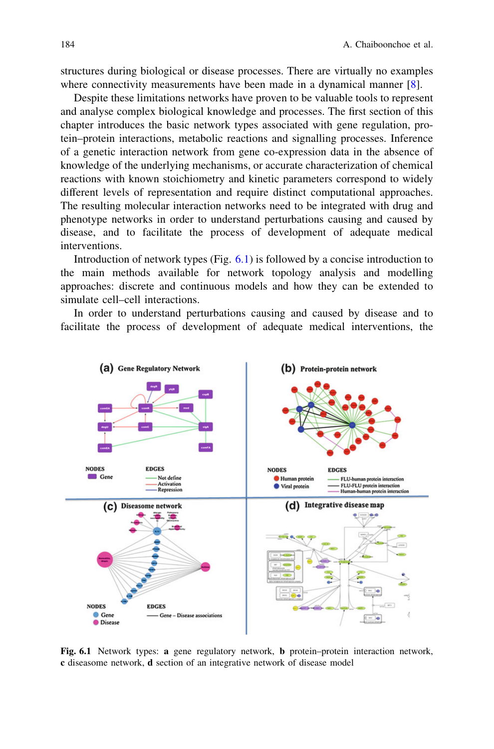structures during biological or disease processes. There are virtually no examples where connectivity measurements have been made in a dynamical manner [8].

Despite these limitations networks have proven to be valuable tools to represent and analyse complex biological knowledge and processes. The first section of this chapter introduces the basic network types associated with gene regulation, protein–protein interactions, metabolic reactions and signalling processes. Inference of a genetic interaction network from gene co-expression data in the absence of knowledge of the underlying mechanisms, or accurate characterization of chemical reactions with known stoichiometry and kinetic parameters correspond to widely different levels of representation and require distinct computational approaches. The resulting molecular interaction networks need to be integrated with drug and phenotype networks in order to understand perturbations causing and caused by disease, and to facilitate the process of development of adequate medical interventions.

Introduction of network types (Fig. 6.1) is followed by a concise introduction to the main methods available for network topology analysis and modelling approaches: discrete and continuous models and how they can be extended to simulate cell–cell interactions.

In order to understand perturbations causing and caused by disease and to facilitate the process of development of adequate medical interventions, the

**Fig. 6.1** Network types: **a** gene regulatory network, **b** protein–protein interaction network, **c** diseasome network, **d** section of an integrative network of disease model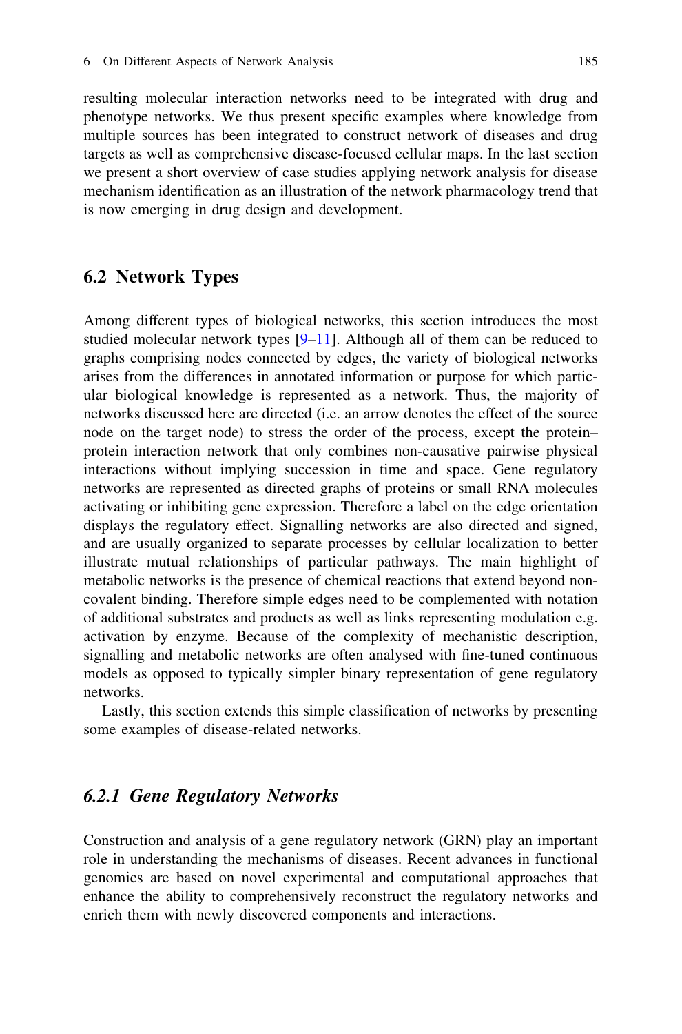resulting molecular interaction networks need to be integrated with drug and phenotype networks. We thus present specific examples where knowledge from multiple sources has been integrated to construct network of diseases and drug targets as well as comprehensive disease-focused cellular maps. In the last section we present a short overview of case studies applying network analysis for disease mechanism identification as an illustration of the network pharmacology trend that is now emerging in drug design and development.

## 6.2 Network Types

Among different types of biological networks, this section introduces the most studied molecular network types [9–11]. Although all of them can be reduced to graphs comprising nodes connected by edges, the variety of biological networks arises from the differences in annotated information or purpose for which particular biological knowledge is represented as a network. Thus, the majority of networks discussed here are directed (i.e. an arrow denotes the effect of the source node on the target node) to stress the order of the process, except the protein–protein interaction network that only combines non-causative pairwise physical interactions without implying succession in time and space. Gene regulatory networks are represented as directed graphs of proteins or small RNA molecules activating or inhibiting gene expression. Therefore a label on the edge orientation displays the regulatory effect. Signalling networks are also directed and signed, and are usually organized to separate processes by cellular localization to better illustrate mutual relationships of particular pathways. The main highlight of metabolic networks is the presence of chemical reactions that extend beyond non-covalent binding. Therefore simple edges need to be complemented with notation of additional substrates and products as well as links representing modulation e.g. activation by enzyme. Because of the complexity of mechanistic description, signalling and metabolic networks are often analysed with fine-tuned continuous models as opposed to typically simpler binary representation of gene regulatory networks.

Lastly, this section extends this simple classification of networks by presenting some examples of disease-related networks.

### *6.2.1 Gene Regulatory Networks*

Construction and analysis of a gene regulatory network (GRN) play an important role in understanding the mechanisms of diseases. Recent advances in functional genomics are based on novel experimental and computational approaches that enhance the ability to comprehensively reconstruct the regulatory networks and enrich them with newly discovered components and interactions.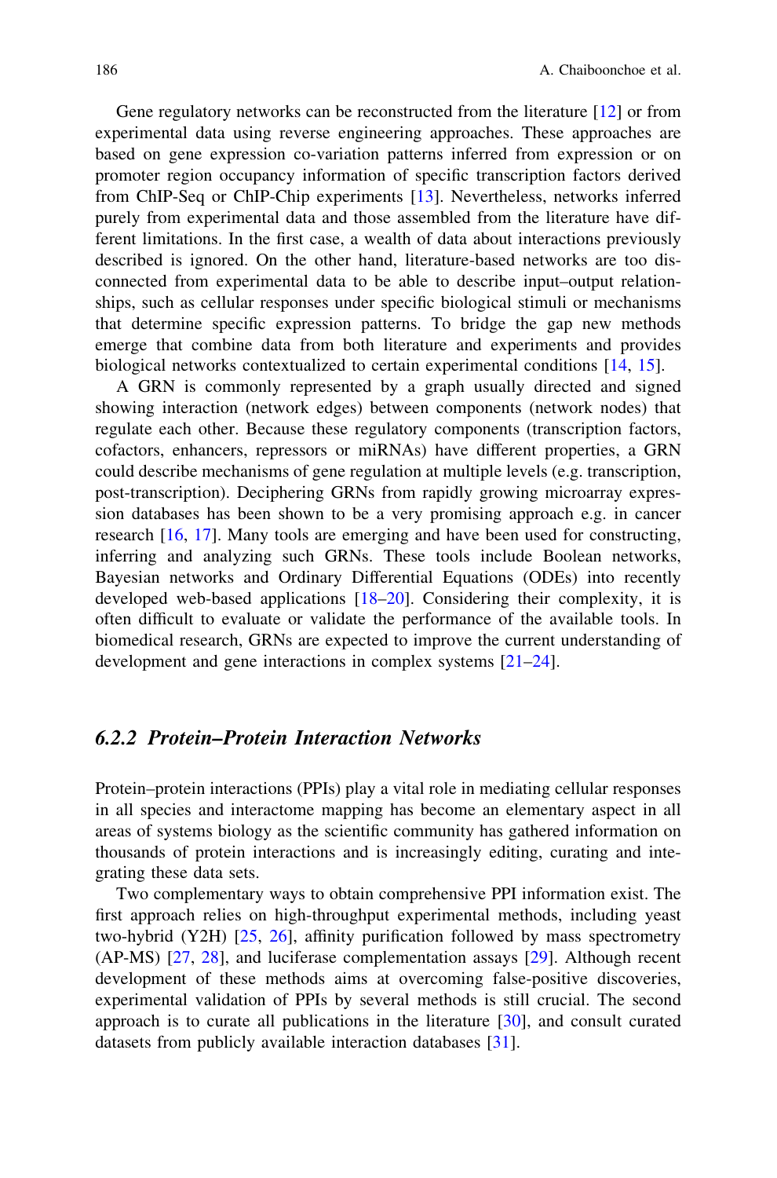Gene regulatory networks can be reconstructed from the literature [12] or from experimental data using reverse engineering approaches. These approaches are based on gene expression co-variation patterns inferred from expression or on promoter region occupancy information of specific transcription factors derived from ChIP-Seq or ChIP-Chip experiments [13]. Nevertheless, networks inferred purely from experimental data and those assembled from the literature have different limitations. In the first case, a wealth of data about interactions previously described is ignored. On the other hand, literature-based networks are too disconnected from experimental data to be able to describe input–output relationships, such as cellular responses under specific biological stimuli or mechanisms that determine specific expression patterns. To bridge the gap new methods emerge that combine data from both literature and experiments and provides biological networks contextualized to certain experimental conditions [14, 15].

A GRN is commonly represented by a graph usually directed and signed showing interaction (network edges) between components (network nodes) that regulate each other. Because these regulatory components (transcription factors, cofactors, enhancers, repressors or miRNAs) have different properties, a GRN could describe mechanisms of gene regulation at multiple levels (e.g. transcription, post-transcription). Deciphering GRNs from rapidly growing microarray expression databases has been shown to be a very promising approach e.g. in cancer research [16, 17]. Many tools are emerging and have been used for constructing, inferring and analyzing such GRNs. These tools include Boolean networks, Bayesian networks and Ordinary Differential Equations (ODEs) into recently developed web-based applications [18–20]. Considering their complexity, it is often difficult to evaluate or validate the performance of the available tools. In biomedical research, GRNs are expected to improve the current understanding of development and gene interactions in complex systems [21–24].

### 6.2.2 Protein–Protein Interaction Networks

Protein–protein interactions (PPIs) play a vital role in mediating cellular responses in all species and interactome mapping has become an elementary aspect in all areas of systems biology as the scientific community has gathered information on thousands of protein interactions and is increasingly editing, curating and integrating these data sets.

Two complementary ways to obtain comprehensive PPI information exist. The first approach relies on high-throughput experimental methods, including yeast two-hybrid (Y2H) [25, 26], affinity purification followed by mass spectrometry (AP-MS) [27, 28], and luciferase complementation assays [29]. Although recent development of these methods aims at overcoming false-positive discoveries, experimental validation of PPIs by several methods is still crucial. The second approach is to curate all publications in the literature [30], and consult curated datasets from publicly available interaction databases [31].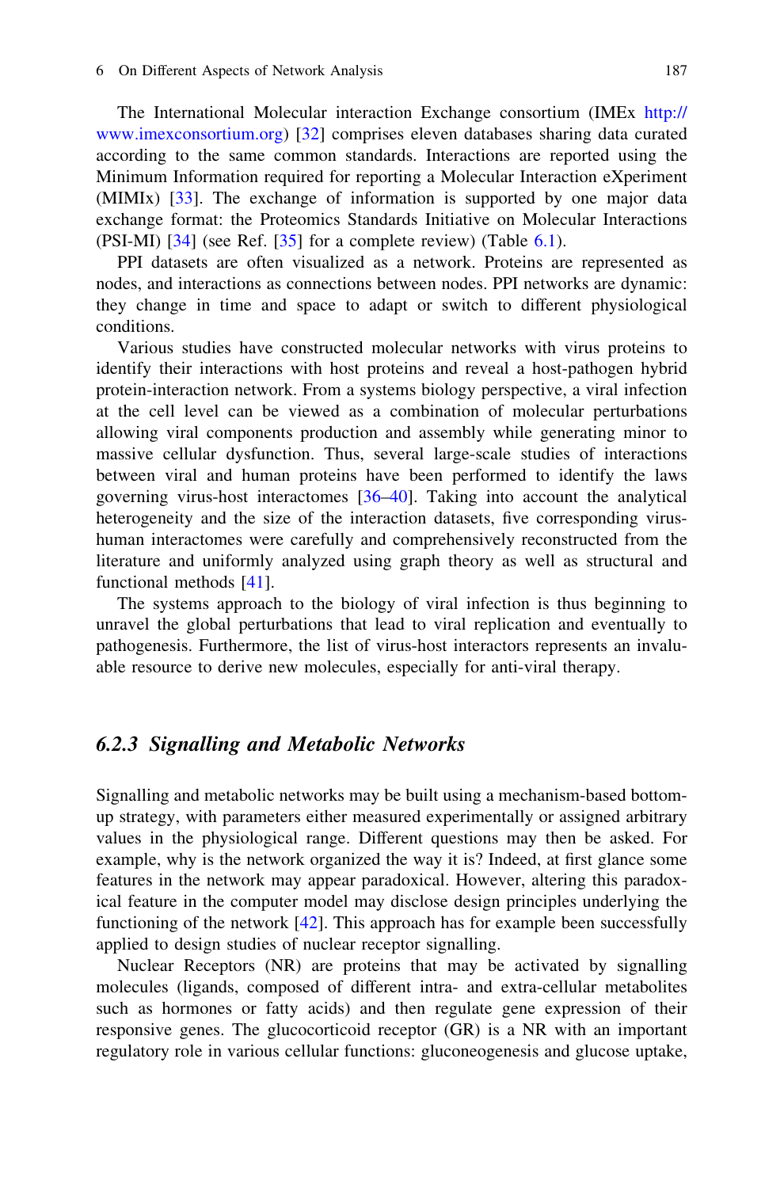The International Molecular interaction Exchange consortium (IMEx http://www.imexconsortium.org) [32] comprises eleven databases sharing data curated according to the same common standards. Interactions are reported using the Minimum Information required for reporting a Molecular Interaction eXperiment (MIMIx) [33]. The exchange of information is supported by one major data exchange format: the Proteomics Standards Initiative on Molecular Interactions (PSI-MI) [34] (see Ref. [35] for a complete review) (Table 6.1).

PPI datasets are often visualized as a network. Proteins are represented as nodes, and interactions as connections between nodes. PPI networks are dynamic: they change in time and space to adapt or switch to different physiological conditions.

Various studies have constructed molecular networks with virus proteins to identify their interactions with host proteins and reveal a host-pathogen hybrid protein-interaction network. From a systems biology perspective, a viral infection at the cell level can be viewed as a combination of molecular perturbations allowing viral components production and assembly while generating minor to massive cellular dysfunction. Thus, several large-scale studies of interactions between viral and human proteins have been performed to identify the laws governing virus-host interactomes [36–40]. Taking into account the analytical heterogeneity and the size of the interaction datasets, five corresponding virus-human interactomes were carefully and comprehensively reconstructed from the literature and uniformly analyzed using graph theory as well as structural and functional methods [41].

The systems approach to the biology of viral infection is thus beginning to unravel the global perturbations that lead to viral replication and eventually to pathogenesis. Furthermore, the list of virus-host interactors represents an invaluable resource to derive new molecules, especially for anti-viral therapy.

### 6.2.3 Signalling and Metabolic Networks

Signalling and metabolic networks may be built using a mechanism-based bottom-up strategy, with parameters either measured experimentally or assigned arbitrary values in the physiological range. Different questions may then be asked. For example, why is the network organized the way it is? Indeed, at first glance some features in the network may appear paradoxical. However, altering this paradoxical feature in the computer model may disclose design principles underlying the functioning of the network [42]. This approach has for example been successfully applied to design studies of nuclear receptor signalling.

Nuclear Receptors (NR) are proteins that may be activated by signalling molecules (ligands, composed of different intra- and extra-cellular metabolites such as hormones or fatty acids) and then regulate gene expression of their responsive genes. The glucocorticoid receptor (GR) is a NR with an important regulatory role in various cellular functions: gluconeogenesis and glucose uptake,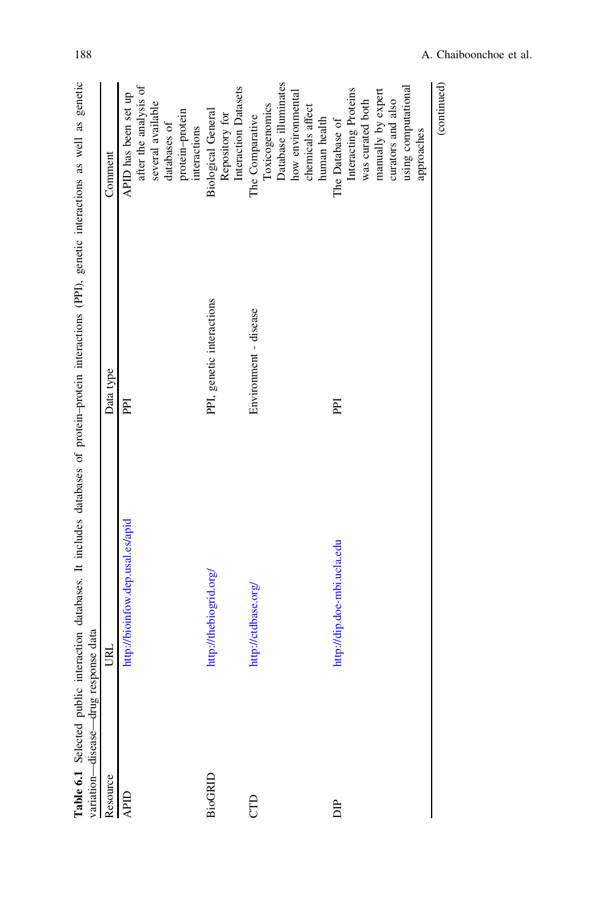**Table 6.1** Selected public interaction databases. It includes databases of protein–protein interactions (PPI), genetic interactions as well as genetic variation—disease—drug response data

| Resource | URL | Data type | Comment |
|---|---|---|---|
| APID | http://bioinfow.dep.usal.es/apid | PPI | APID has been set up after the analysis of several available databases of protein–protein interactions |
| BioGRID | http://thebiogrid.org/ | PPI, genetic interactions | Biological General Repository for Interaction Datasets |
| CTD | http://ctdbase.org/ | Environment - disease | The Comparative Toxicogenomics Database illuminates how environmental chemicals affect human health |
| DIP | http://dip.doe-mbi.ucla.edu | PPI | The Database of Interacting Proteins was curated both manually by expert curators and also using computational approaches |

(continued)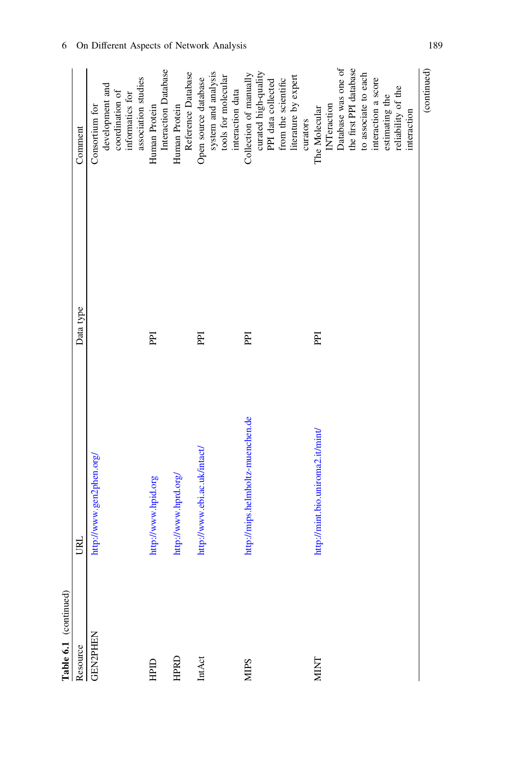**Table 6.1** (continued)

| Resource | URL | Data type | Comment |
|---|---|---|---|
| GEN2PHEN | http://www.gen2phen.org/ | | Consortium for development and coordination of informatics for association studies |
| HPID | http://www.hpid.org | PPI | Human Protein Interaction Database |
| HPRD | http://www.hprd.org/ | | Human Protein Reference Database |
| IntAct | http://www.ebi.ac.uk/intact/ | PPI | Open source database system and analysis tools for molecular interaction data |
| MIPS | http://mips.helmholtz-muenchen.de | PPI | Collection of manually curated high-quality PPI data collected from the scientific literature by expert curators |
| MINT | http://mint.bio.uniroma2.it/mint/ | PPI | The Molecular INTeraction Database was one of the first PPI database to associate to each interaction a score estimating the reliability of the interaction |

(continued)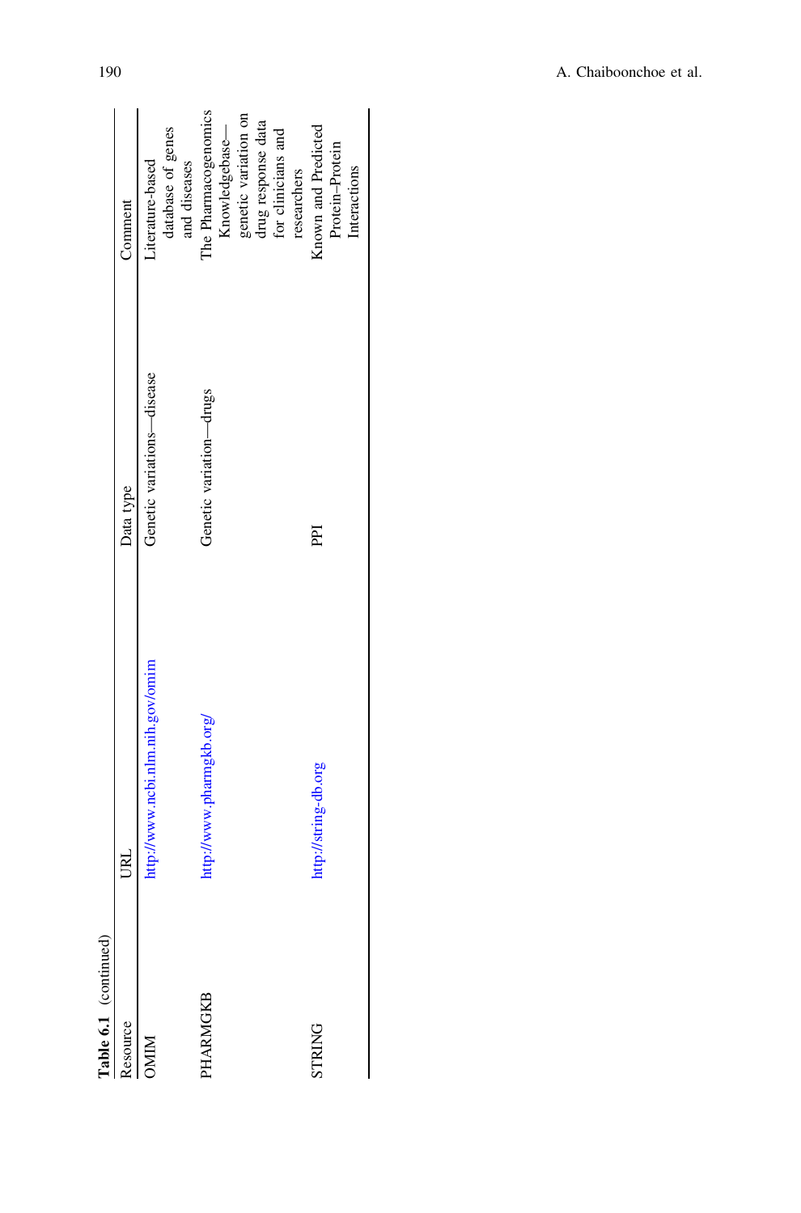**Table 6.1** (continued)

| Resource | URL | Data type | Comment |
|---|---|---|---|
| OMIM | http://www.ncbi.nlm.nih.gov/omim | Genetic variations—disease | Literature-based database of genes and diseases |
| PHARMGKB | http://www.pharmgkb.org/ | Genetic variation—drugs | The Pharmacogenomics Knowledgebase—genetic variation on drug response data for clinicians and researchers |
| STRING | http://string-db.org | PPI | Known and Predicted Protein–Protein Interactions |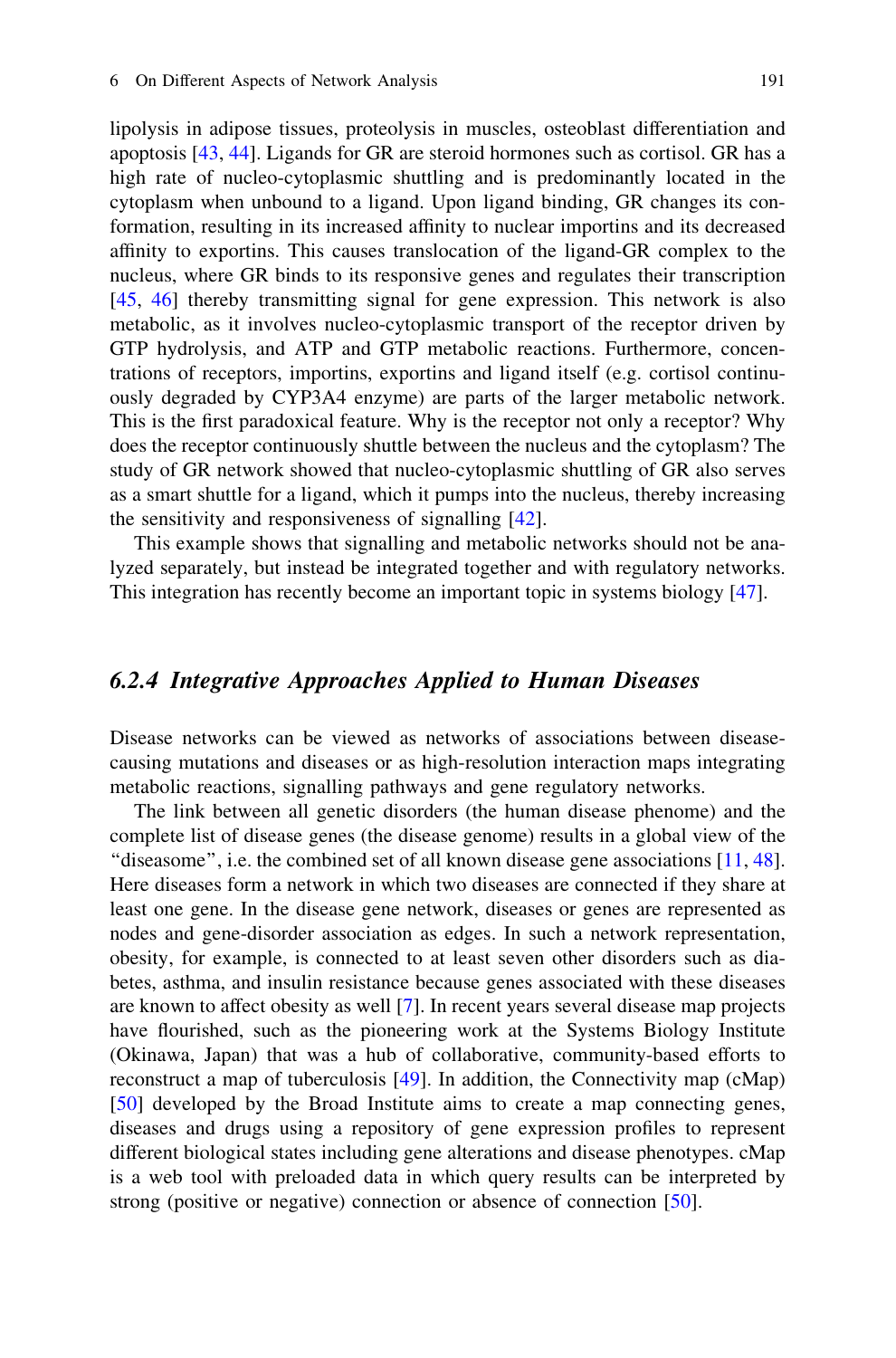lipolysis in adipose tissues, proteolysis in muscles, osteoblast differentiation and apoptosis [43, 44]. Ligands for GR are steroid hormones such as cortisol. GR has a high rate of nucleo-cytoplasmic shuttling and is predominantly located in the cytoplasm when unbound to a ligand. Upon ligand binding, GR changes its conformation, resulting in its increased affinity to nuclear importins and its decreased affinity to exportins. This causes translocation of the ligand-GR complex to the nucleus, where GR binds to its responsive genes and regulates their transcription [45, 46] thereby transmitting signal for gene expression. This network is also metabolic, as it involves nucleo-cytoplasmic transport of the receptor driven by GTP hydrolysis, and ATP and GTP metabolic reactions. Furthermore, concentrations of receptors, importins, exportins and ligand itself (e.g. cortisol continuously degraded by CYP3A4 enzyme) are parts of the larger metabolic network. This is the first paradoxical feature. Why is the receptor not only a receptor? Why does the receptor continuously shuttle between the nucleus and the cytoplasm? The study of GR network showed that nucleo-cytoplasmic shuttling of GR also serves as a smart shuttle for a ligand, which it pumps into the nucleus, thereby increasing the sensitivity and responsiveness of signalling [42].

This example shows that signalling and metabolic networks should not be analyzed separately, but instead be integrated together and with regulatory networks. This integration has recently become an important topic in systems biology [47].

### *6.2.4 Integrative Approaches Applied to Human Diseases*

Disease networks can be viewed as networks of associations between disease-causing mutations and diseases or as high-resolution interaction maps integrating metabolic reactions, signalling pathways and gene regulatory networks.

The link between all genetic disorders (the human disease phenome) and the complete list of disease genes (the disease genome) results in a global view of the "diseasome", i.e. the combined set of all known disease gene associations [11, 48]. Here diseases form a network in which two diseases are connected if they share at least one gene. In the disease gene network, diseases or genes are represented as nodes and gene-disorder association as edges. In such a network representation, obesity, for example, is connected to at least seven other disorders such as diabetes, asthma, and insulin resistance because genes associated with these diseases are known to affect obesity as well [7]. In recent years several disease map projects have flourished, such as the pioneering work at the Systems Biology Institute (Okinawa, Japan) that was a hub of collaborative, community-based efforts to reconstruct a map of tuberculosis [49]. In addition, the Connectivity map (cMap) [50] developed by the Broad Institute aims to create a map connecting genes, diseases and drugs using a repository of gene expression profiles to represent different biological states including gene alterations and disease phenotypes. cMap is a web tool with preloaded data in which query results can be interpreted by strong (positive or negative) connection or absence of connection [50].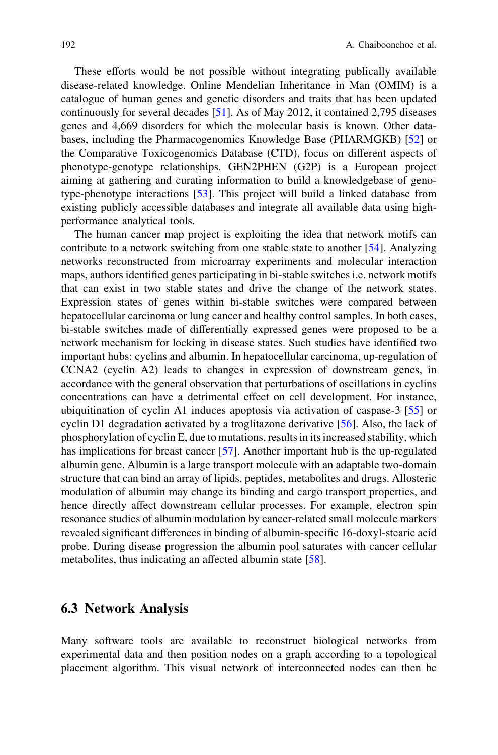These efforts would be not possible without integrating publically available disease-related knowledge. Online Mendelian Inheritance in Man (OMIM) is a catalogue of human genes and genetic disorders and traits that has been updated continuously for several decades [51]. As of May 2012, it contained 2,795 diseases genes and 4,669 disorders for which the molecular basis is known. Other databases, including the Pharmacogenomics Knowledge Base (PHARMGKB) [52] or the Comparative Toxicogenomics Database (CTD), focus on different aspects of phenotype-genotype relationships. GEN2PHEN (G2P) is a European project aiming at gathering and curating information to build a knowledgebase of genotype-phenotype interactions [53]. This project will build a linked database from existing publicly accessible databases and integrate all available data using high-performance analytical tools.

The human cancer map project is exploiting the idea that network motifs can contribute to a network switching from one stable state to another [54]. Analyzing networks reconstructed from microarray experiments and molecular interaction maps, authors identified genes participating in bi-stable switches i.e. network motifs that can exist in two stable states and drive the change of the network states. Expression states of genes within bi-stable switches were compared between hepatocellular carcinoma or lung cancer and healthy control samples. In both cases, bi-stable switches made of differentially expressed genes were proposed to be a network mechanism for locking in disease states. Such studies have identified two important hubs: cyclins and albumin. In hepatocellular carcinoma, up-regulation of CCNA2 (cyclin A2) leads to changes in expression of downstream genes, in accordance with the general observation that perturbations of oscillations in cyclins concentrations can have a detrimental effect on cell development. For instance, ubiquitination of cyclin A1 induces apoptosis via activation of caspase-3 [55] or cyclin D1 degradation activated by a troglitazone derivative [56]. Also, the lack of phosphorylation of cyclin E, due to mutations, results in its increased stability, which has implications for breast cancer [57]. Another important hub is the up-regulated albumin gene. Albumin is a large transport molecule with an adaptable two-domain structure that can bind an array of lipids, peptides, metabolites and drugs. Allosteric modulation of albumin may change its binding and cargo transport properties, and hence directly affect downstream cellular processes. For example, electron spin resonance studies of albumin modulation by cancer-related small molecule markers revealed significant differences in binding of albumin-specific 16-doxyl-stearic acid probe. During disease progression the albumin pool saturates with cancer cellular metabolites, thus indicating an affected albumin state [58].

## 6.3 Network Analysis

Many software tools are available to reconstruct biological networks from experimental data and then position nodes on a graph according to a topological placement algorithm. This visual network of interconnected nodes can then be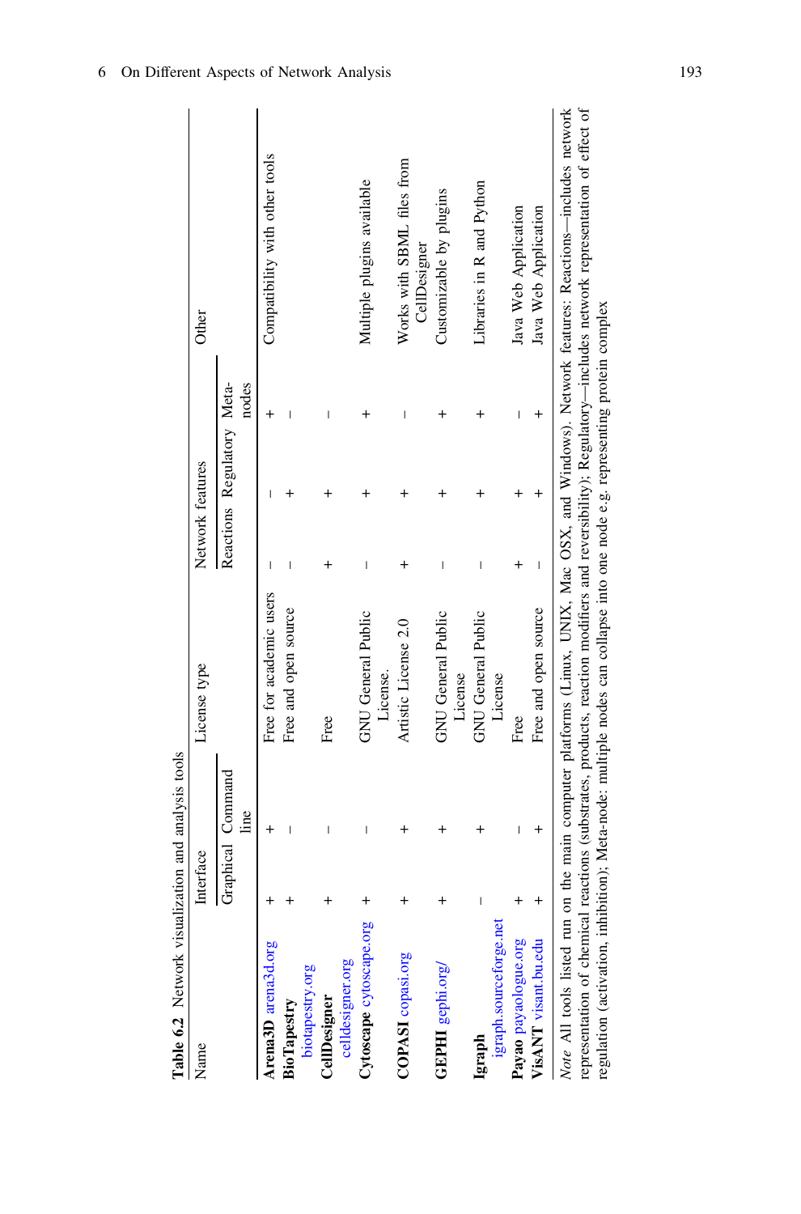**Table 6.2** Network visualization and analysis tools

| Name | Interface | | License type | Network features | | | Other |
|---|---|---|---|---|---|---|---|
| | Graphical | Command line | | Reactions | Regulatory | Meta-nodes | |
| **Arena3D** arena3d.org | + | + | Free for academic users | – | – | + | Compatibility with other tools |
| **BioTapestry** biotapestry.org | + | – | Free and open source | – | + | – | |
| **CellDesigner** celldesigner.org | + | – | Free | + | + | – | |
| **Cytoscape** cytoscape.org | + | – | GNU General Public License. | – | + | + | Multiple plugins available |
| **COPASI** copasi.org | + | + | Artistic License 2.0 | + | + | – | Works with SBML files from CellDesigner |
| **GEPHI** gephi.org/ | + | + | GNU General Public License | – | + | + | Customizable by plugins |
| **Igraph** igraph.sourceforge.net | – | + | GNU General Public License | – | + | + | Libraries in R and Python |
| **Payao** payaologue.org | + | – | Free | + | + | – | Java Web Application |
| **VisANT** visant.bu.edu | + | + | Free and open source | – | + | + | Java Web Application |

*Note* All tools listed run on the main computer platforms (Linux, UNIX, Mac OSX, and Windows). Network features: Reactions—includes network representation of chemical reactions (substrates, products, reaction modifiers and reversibility); Regulatory—includes network representation of effect of regulation (activation, inhibition); Meta-node: multiple nodes can collapse into one node e.g. representing protein complex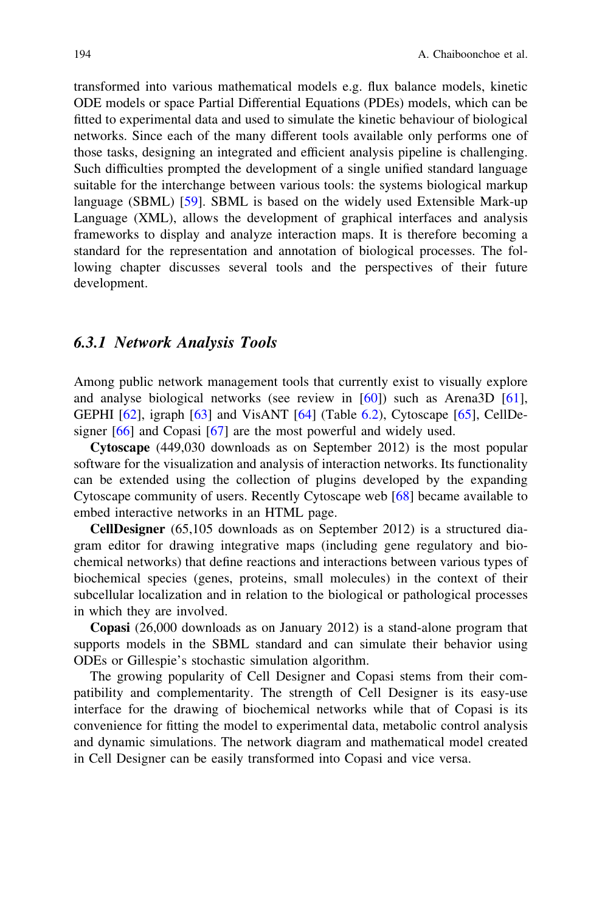transformed into various mathematical models e.g. flux balance models, kinetic ODE models or space Partial Differential Equations (PDEs) models, which can be fitted to experimental data and used to simulate the kinetic behaviour of biological networks. Since each of the many different tools available only performs one of those tasks, designing an integrated and efficient analysis pipeline is challenging. Such difficulties prompted the development of a single unified standard language suitable for the interchange between various tools: the systems biological markup language (SBML) [59]. SBML is based on the widely used Extensible Mark-up Language (XML), allows the development of graphical interfaces and analysis frameworks to display and analyze interaction maps. It is therefore becoming a standard for the representation and annotation of biological processes. The following chapter discusses several tools and the perspectives of their future development.

### *6.3.1 Network Analysis Tools*

Among public network management tools that currently exist to visually explore and analyse biological networks (see review in [60]) such as Arena3D [61], GEPHI [62], igraph [63] and VisANT [64] (Table 6.2), Cytoscape [65], CellDesigner [66] and Copasi [67] are the most powerful and widely used.

**Cytoscape** (449,030 downloads as on September 2012) is the most popular software for the visualization and analysis of interaction networks. Its functionality can be extended using the collection of plugins developed by the expanding Cytoscape community of users. Recently Cytoscape web [68] became available to embed interactive networks in an HTML page.

**CellDesigner** (65,105 downloads as on September 2012) is a structured diagram editor for drawing integrative maps (including gene regulatory and biochemical networks) that define reactions and interactions between various types of biochemical species (genes, proteins, small molecules) in the context of their subcellular localization and in relation to the biological or pathological processes in which they are involved.

**Copasi** (26,000 downloads as on January 2012) is a stand-alone program that supports models in the SBML standard and can simulate their behavior using ODEs or Gillespie's stochastic simulation algorithm.

The growing popularity of Cell Designer and Copasi stems from their compatibility and complementarity. The strength of Cell Designer is its easy-use interface for the drawing of biochemical networks while that of Copasi is its convenience for fitting the model to experimental data, metabolic control analysis and dynamic simulations. The network diagram and mathematical model created in Cell Designer can be easily transformed into Copasi and vice versa.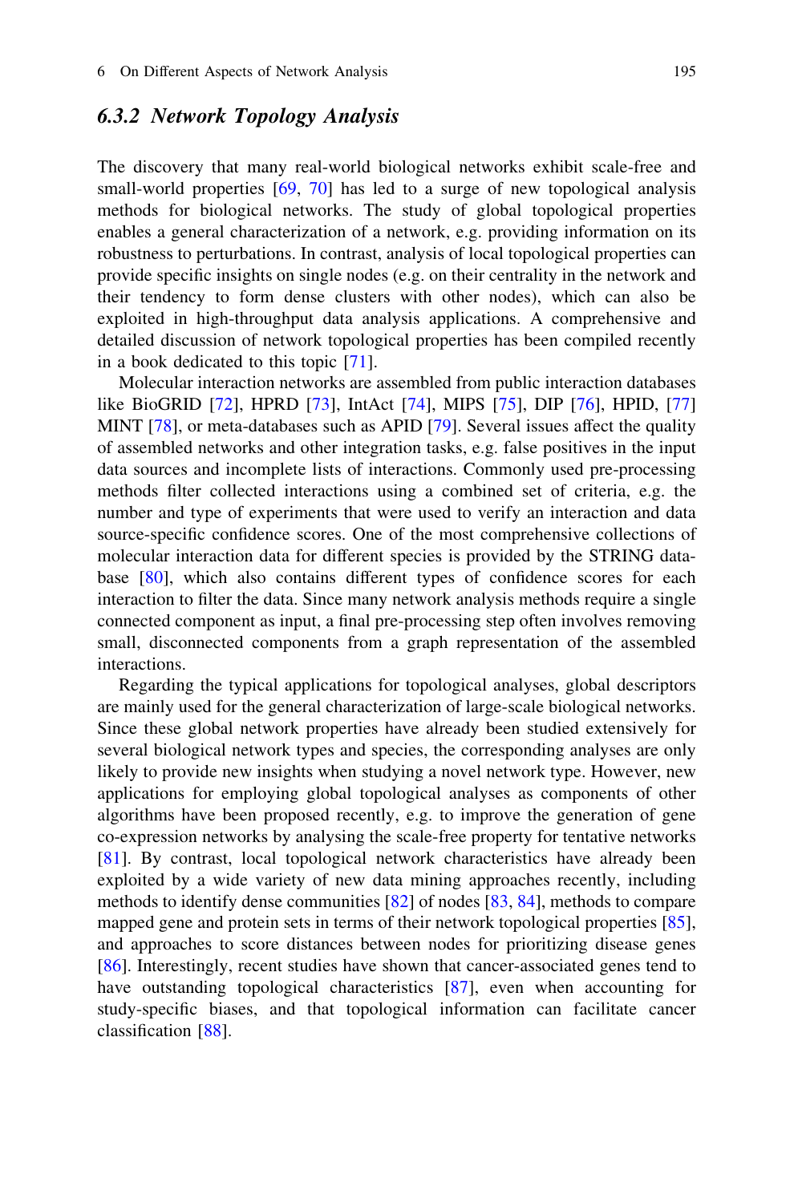### 6.3.2 Network Topology Analysis

The discovery that many real-world biological networks exhibit scale-free and small-world properties [69, 70] has led to a surge of new topological analysis methods for biological networks. The study of global topological properties enables a general characterization of a network, e.g. providing information on its robustness to perturbations. In contrast, analysis of local topological properties can provide specific insights on single nodes (e.g. on their centrality in the network and their tendency to form dense clusters with other nodes), which can also be exploited in high-throughput data analysis applications. A comprehensive and detailed discussion of network topological properties has been compiled recently in a book dedicated to this topic [71].

Molecular interaction networks are assembled from public interaction databases like BioGRID [72], HPRD [73], IntAct [74], MIPS [75], DIP [76], HPID, [77] MINT [78], or meta-databases such as APID [79]. Several issues affect the quality of assembled networks and other integration tasks, e.g. false positives in the input data sources and incomplete lists of interactions. Commonly used pre-processing methods filter collected interactions using a combined set of criteria, e.g. the number and type of experiments that were used to verify an interaction and data source-specific confidence scores. One of the most comprehensive collections of molecular interaction data for different species is provided by the STRING database [80], which also contains different types of confidence scores for each interaction to filter the data. Since many network analysis methods require a single connected component as input, a final pre-processing step often involves removing small, disconnected components from a graph representation of the assembled interactions.

Regarding the typical applications for topological analyses, global descriptors are mainly used for the general characterization of large-scale biological networks. Since these global network properties have already been studied extensively for several biological network types and species, the corresponding analyses are only likely to provide new insights when studying a novel network type. However, new applications for employing global topological analyses as components of other algorithms have been proposed recently, e.g. to improve the generation of gene co-expression networks by analysing the scale-free property for tentative networks [81]. By contrast, local topological network characteristics have already been exploited by a wide variety of new data mining approaches recently, including methods to identify dense communities [82] of nodes [83, 84], methods to compare mapped gene and protein sets in terms of their network topological properties [85], and approaches to score distances between nodes for prioritizing disease genes [86]. Interestingly, recent studies have shown that cancer-associated genes tend to have outstanding topological characteristics [87], even when accounting for study-specific biases, and that topological information can facilitate cancer classification [88].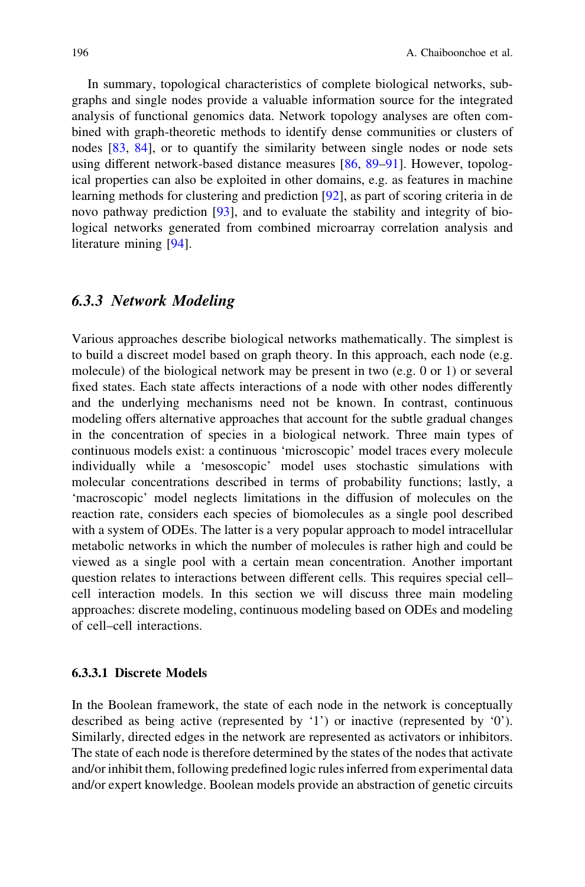In summary, topological characteristics of complete biological networks, subgraphs and single nodes provide a valuable information source for the integrated analysis of functional genomics data. Network topology analyses are often combined with graph-theoretic methods to identify dense communities or clusters of nodes [83, 84], or to quantify the similarity between single nodes or node sets using different network-based distance measures [86, 89–91]. However, topological properties can also be exploited in other domains, e.g. as features in machine learning methods for clustering and prediction [92], as part of scoring criteria in de novo pathway prediction [93], and to evaluate the stability and integrity of biological networks generated from combined microarray correlation analysis and literature mining [94].

### *6.3.3 Network Modeling*

Various approaches describe biological networks mathematically. The simplest is to build a discreet model based on graph theory. In this approach, each node (e.g. molecule) of the biological network may be present in two (e.g. 0 or 1) or several fixed states. Each state affects interactions of a node with other nodes differently and the underlying mechanisms need not be known. In contrast, continuous modeling offers alternative approaches that account for the subtle gradual changes in the concentration of species in a biological network. Three main types of continuous models exist: a continuous 'microscopic' model traces every molecule individually while a 'mesoscopic' model uses stochastic simulations with molecular concentrations described in terms of probability functions; lastly, a 'macroscopic' model neglects limitations in the diffusion of molecules on the reaction rate, considers each species of biomolecules as a single pool described with a system of ODEs. The latter is a very popular approach to model intracellular metabolic networks in which the number of molecules is rather high and could be viewed as a single pool with a certain mean concentration. Another important question relates to interactions between different cells. This requires special cell–cell interaction models. In this section we will discuss three main modeling approaches: discrete modeling, continuous modeling based on ODEs and modeling of cell–cell interactions.

#### 6.3.3.1 Discrete Models

In the Boolean framework, the state of each node in the network is conceptually described as being active (represented by '1') or inactive (represented by '0'). Similarly, directed edges in the network are represented as activators or inhibitors. The state of each node is therefore determined by the states of the nodes that activate and/or inhibit them, following predefined logic rules inferred from experimental data and/or expert knowledge. Boolean models provide an abstraction of genetic circuits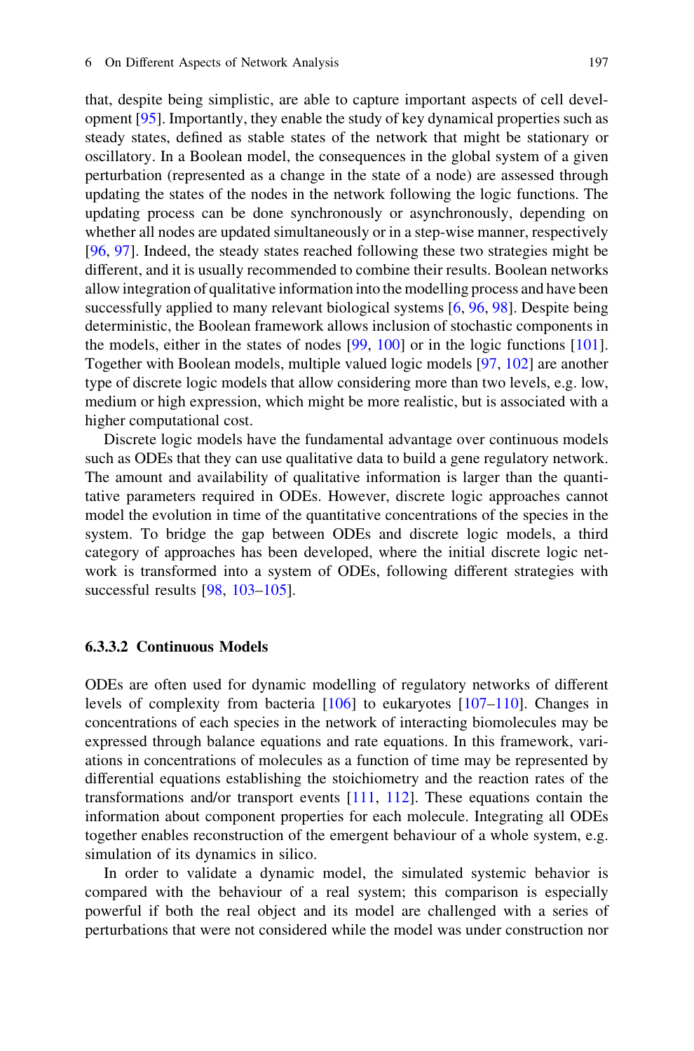that, despite being simplistic, are able to capture important aspects of cell development [95]. Importantly, they enable the study of key dynamical properties such as steady states, defined as stable states of the network that might be stationary or oscillatory. In a Boolean model, the consequences in the global system of a given perturbation (represented as a change in the state of a node) are assessed through updating the states of the nodes in the network following the logic functions. The updating process can be done synchronously or asynchronously, depending on whether all nodes are updated simultaneously or in a step-wise manner, respectively [96, 97]. Indeed, the steady states reached following these two strategies might be different, and it is usually recommended to combine their results. Boolean networks allow integration of qualitative information into the modelling process and have been successfully applied to many relevant biological systems [6, 96, 98]. Despite being deterministic, the Boolean framework allows inclusion of stochastic components in the models, either in the states of nodes [99, 100] or in the logic functions [101]. Together with Boolean models, multiple valued logic models [97, 102] are another type of discrete logic models that allow considering more than two levels, e.g. low, medium or high expression, which might be more realistic, but is associated with a higher computational cost.

Discrete logic models have the fundamental advantage over continuous models such as ODEs that they can use qualitative data to build a gene regulatory network. The amount and availability of qualitative information is larger than the quantitative parameters required in ODEs. However, discrete logic approaches cannot model the evolution in time of the quantitative concentrations of the species in the system. To bridge the gap between ODEs and discrete logic models, a third category of approaches has been developed, where the initial discrete logic network is transformed into a system of ODEs, following different strategies with successful results [98, 103–105].

#### 6.3.3.2 Continuous Models

ODEs are often used for dynamic modelling of regulatory networks of different levels of complexity from bacteria [106] to eukaryotes [107–110]. Changes in concentrations of each species in the network of interacting biomolecules may be expressed through balance equations and rate equations. In this framework, variations in concentrations of molecules as a function of time may be represented by differential equations establishing the stoichiometry and the reaction rates of the transformations and/or transport events [111, 112]. These equations contain the information about component properties for each molecule. Integrating all ODEs together enables reconstruction of the emergent behaviour of a whole system, e.g. simulation of its dynamics in silico.

In order to validate a dynamic model, the simulated systemic behavior is compared with the behaviour of a real system; this comparison is especially powerful if both the real object and its model are challenged with a series of perturbations that were not considered while the model was under construction nor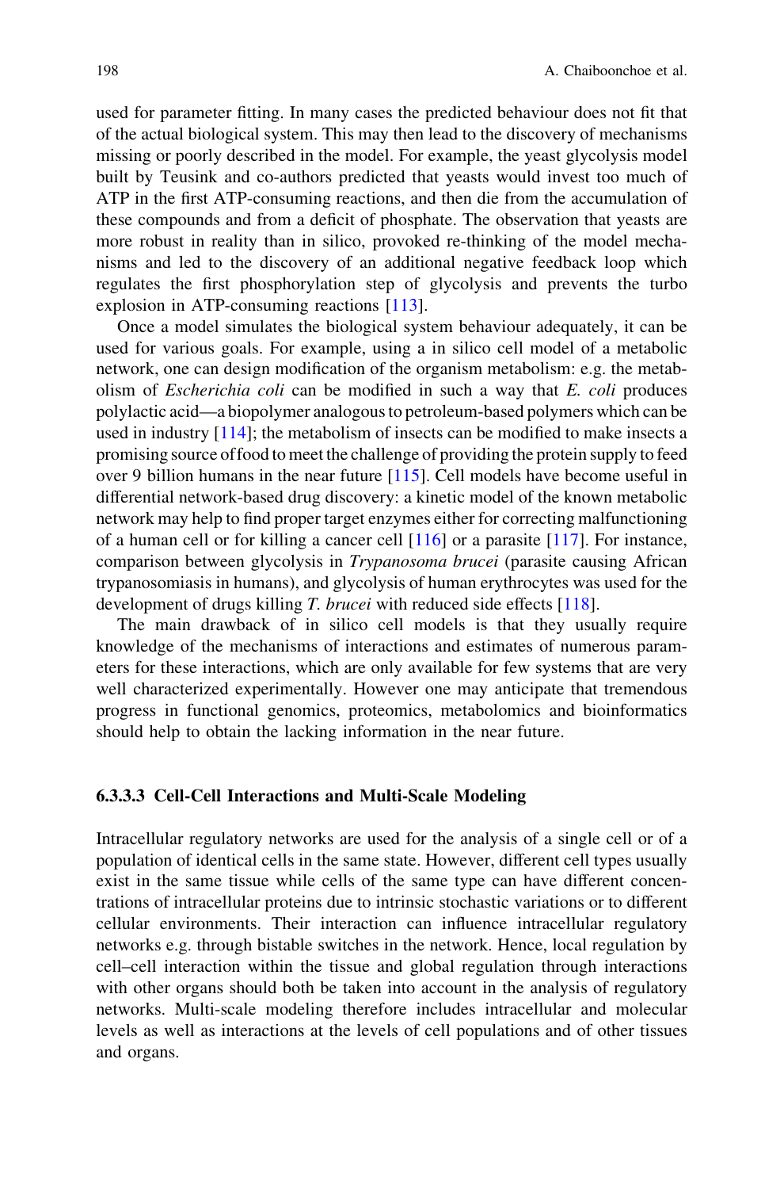used for parameter fitting. In many cases the predicted behaviour does not fit that of the actual biological system. This may then lead to the discovery of mechanisms missing or poorly described in the model. For example, the yeast glycolysis model built by Teusink and co-authors predicted that yeasts would invest too much of ATP in the first ATP-consuming reactions, and then die from the accumulation of these compounds and from a deficit of phosphate. The observation that yeasts are more robust in reality than in silico, provoked re-thinking of the model mechanisms and led to the discovery of an additional negative feedback loop which regulates the first phosphorylation step of glycolysis and prevents the turbo explosion in ATP-consuming reactions [113].

Once a model simulates the biological system behaviour adequately, it can be used for various goals. For example, using a in silico cell model of a metabolic network, one can design modification of the organism metabolism: e.g. the metabolism of *Escherichia coli* can be modified in such a way that *E. coli* produces polylactic acid—a biopolymer analogous to petroleum-based polymers which can be used in industry [114]; the metabolism of insects can be modified to make insects a promising source of food to meet the challenge of providing the protein supply to feed over 9 billion humans in the near future [115]. Cell models have become useful in differential network-based drug discovery: a kinetic model of the known metabolic network may help to find proper target enzymes either for correcting malfunctioning of a human cell or for killing a cancer cell [116] or a parasite [117]. For instance, comparison between glycolysis in *Trypanosoma brucei* (parasite causing African trypanosomiasis in humans), and glycolysis of human erythrocytes was used for the development of drugs killing *T. brucei* with reduced side effects [118].

The main drawback of in silico cell models is that they usually require knowledge of the mechanisms of interactions and estimates of numerous parameters for these interactions, which are only available for few systems that are very well characterized experimentally. However one may anticipate that tremendous progress in functional genomics, proteomics, metabolomics and bioinformatics should help to obtain the lacking information in the near future.

#### 6.3.3.3 Cell-Cell Interactions and Multi-Scale Modeling

Intracellular regulatory networks are used for the analysis of a single cell or of a population of identical cells in the same state. However, different cell types usually exist in the same tissue while cells of the same type can have different concentrations of intracellular proteins due to intrinsic stochastic variations or to different cellular environments. Their interaction can influence intracellular regulatory networks e.g. through bistable switches in the network. Hence, local regulation by cell–cell interaction within the tissue and global regulation through interactions with other organs should both be taken into account in the analysis of regulatory networks. Multi-scale modeling therefore includes intracellular and molecular levels as well as interactions at the levels of cell populations and of other tissues and organs.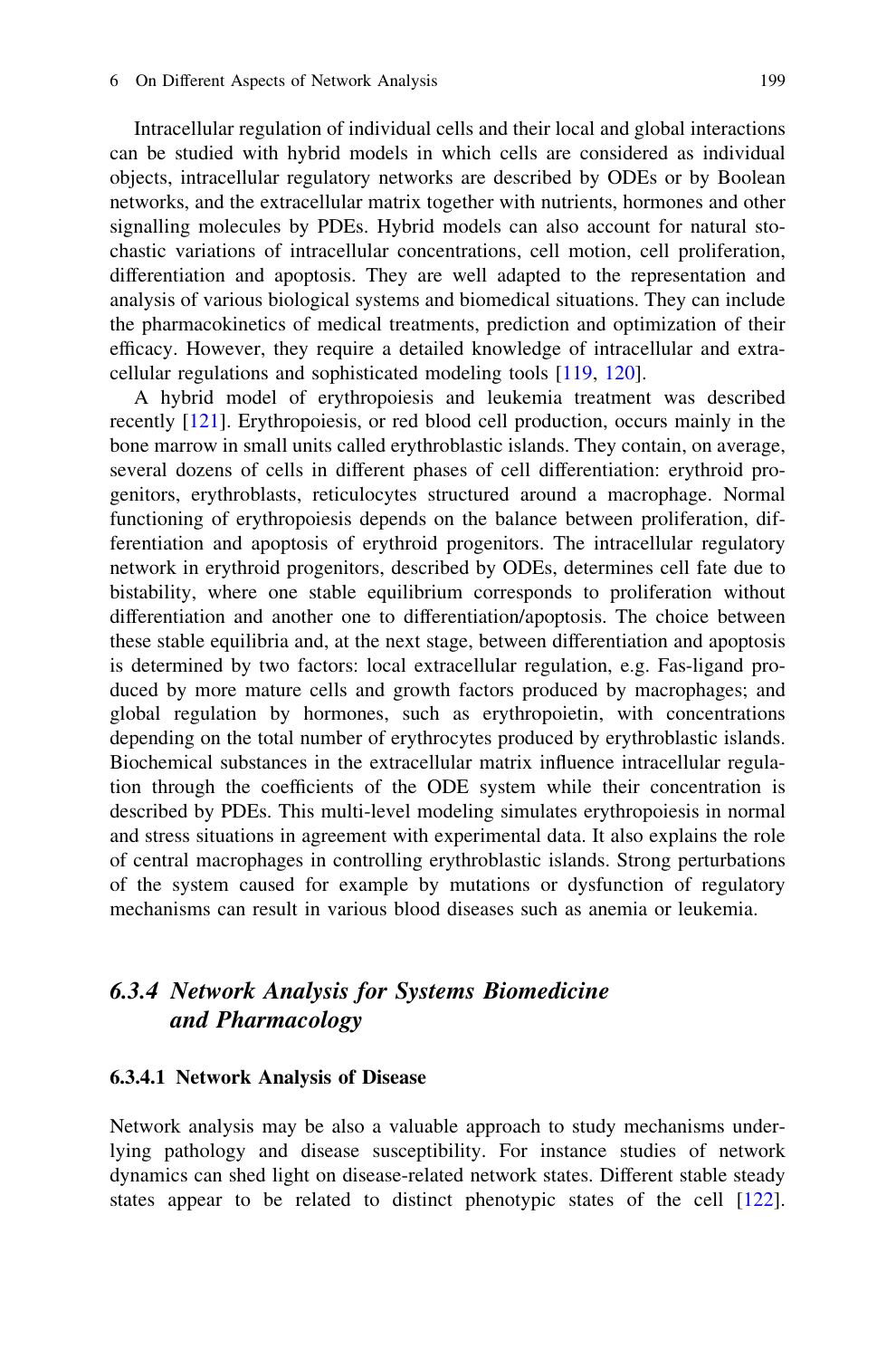Intracellular regulation of individual cells and their local and global interactions can be studied with hybrid models in which cells are considered as individual objects, intracellular regulatory networks are described by ODEs or by Boolean networks, and the extracellular matrix together with nutrients, hormones and other signalling molecules by PDEs. Hybrid models can also account for natural stochastic variations of intracellular concentrations, cell motion, cell proliferation, differentiation and apoptosis. They are well adapted to the representation and analysis of various biological systems and biomedical situations. They can include the pharmacokinetics of medical treatments, prediction and optimization of their efficacy. However, they require a detailed knowledge of intracellular and extracellular regulations and sophisticated modeling tools [119, 120].

A hybrid model of erythropoiesis and leukemia treatment was described recently [121]. Erythropoiesis, or red blood cell production, occurs mainly in the bone marrow in small units called erythroblastic islands. They contain, on average, several dozens of cells in different phases of cell differentiation: erythroid progenitors, erythroblasts, reticulocytes structured around a macrophage. Normal functioning of erythropoiesis depends on the balance between proliferation, differentiation and apoptosis of erythroid progenitors. The intracellular regulatory network in erythroid progenitors, described by ODEs, determines cell fate due to bistability, where one stable equilibrium corresponds to proliferation without differentiation and another one to differentiation/apoptosis. The choice between these stable equilibria and, at the next stage, between differentiation and apoptosis is determined by two factors: local extracellular regulation, e.g. Fas-ligand produced by more mature cells and growth factors produced by macrophages; and global regulation by hormones, such as erythropoietin, with concentrations depending on the total number of erythrocytes produced by erythroblastic islands. Biochemical substances in the extracellular matrix influence intracellular regulation through the coefficients of the ODE system while their concentration is described by PDEs. This multi-level modeling simulates erythropoiesis in normal and stress situations in agreement with experimental data. It also explains the role of central macrophages in controlling erythroblastic islands. Strong perturbations of the system caused for example by mutations or dysfunction of regulatory mechanisms can result in various blood diseases such as anemia or leukemia.

### 6.3.4 Network Analysis for Systems Biomedicine and Pharmacology

#### 6.3.4.1 Network Analysis of Disease

Network analysis may be also a valuable approach to study mechanisms underlying pathology and disease susceptibility. For instance studies of network dynamics can shed light on disease-related network states. Different stable steady states appear to be related to distinct phenotypic states of the cell [122].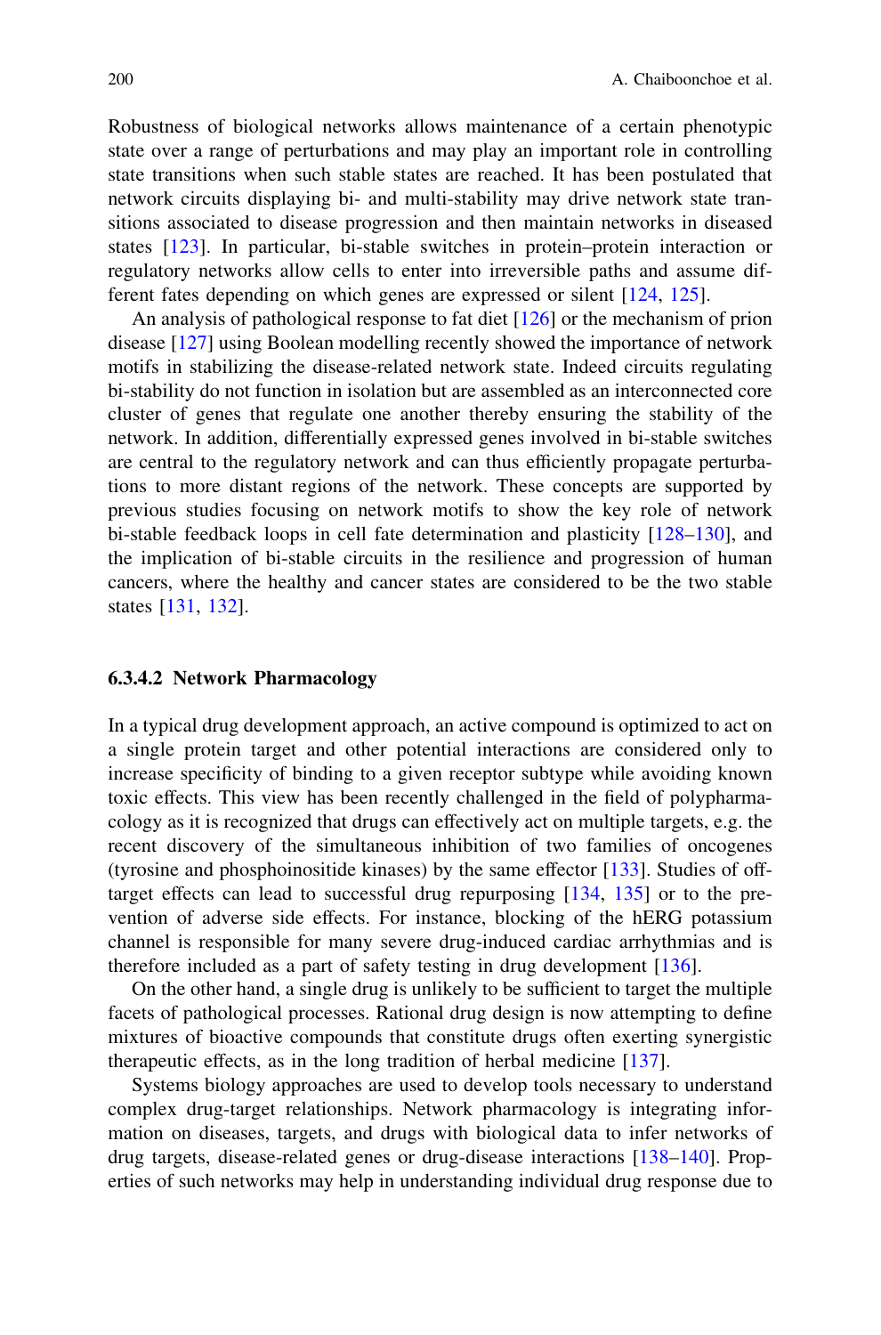Robustness of biological networks allows maintenance of a certain phenotypic state over a range of perturbations and may play an important role in controlling state transitions when such stable states are reached. It has been postulated that network circuits displaying bi- and multi-stability may drive network state transitions associated to disease progression and then maintain networks in diseased states [123]. In particular, bi-stable switches in protein–protein interaction or regulatory networks allow cells to enter into irreversible paths and assume different fates depending on which genes are expressed or silent [124, 125].

An analysis of pathological response to fat diet [126] or the mechanism of prion disease [127] using Boolean modelling recently showed the importance of network motifs in stabilizing the disease-related network state. Indeed circuits regulating bi-stability do not function in isolation but are assembled as an interconnected core cluster of genes that regulate one another thereby ensuring the stability of the network. In addition, differentially expressed genes involved in bi-stable switches are central to the regulatory network and can thus efficiently propagate perturbations to more distant regions of the network. These concepts are supported by previous studies focusing on network motifs to show the key role of network bi-stable feedback loops in cell fate determination and plasticity [128–130], and the implication of bi-stable circuits in the resilience and progression of human cancers, where the healthy and cancer states are considered to be the two stable states [131, 132].

#### 6.3.4.2 Network Pharmacology

In a typical drug development approach, an active compound is optimized to act on a single protein target and other potential interactions are considered only to increase specificity of binding to a given receptor subtype while avoiding known toxic effects. This view has been recently challenged in the field of polypharmacology as it is recognized that drugs can effectively act on multiple targets, e.g. the recent discovery of the simultaneous inhibition of two families of oncogenes (tyrosine and phosphoinositide kinases) by the same effector [133]. Studies of off-target effects can lead to successful drug repurposing [134, 135] or to the prevention of adverse side effects. For instance, blocking of the hERG potassium channel is responsible for many severe drug-induced cardiac arrhythmias and is therefore included as a part of safety testing in drug development [136].

On the other hand, a single drug is unlikely to be sufficient to target the multiple facets of pathological processes. Rational drug design is now attempting to define mixtures of bioactive compounds that constitute drugs often exerting synergistic therapeutic effects, as in the long tradition of herbal medicine [137].

Systems biology approaches are used to develop tools necessary to understand complex drug-target relationships. Network pharmacology is integrating information on diseases, targets, and drugs with biological data to infer networks of drug targets, disease-related genes or drug-disease interactions [138–140]. Properties of such networks may help in understanding individual drug response due to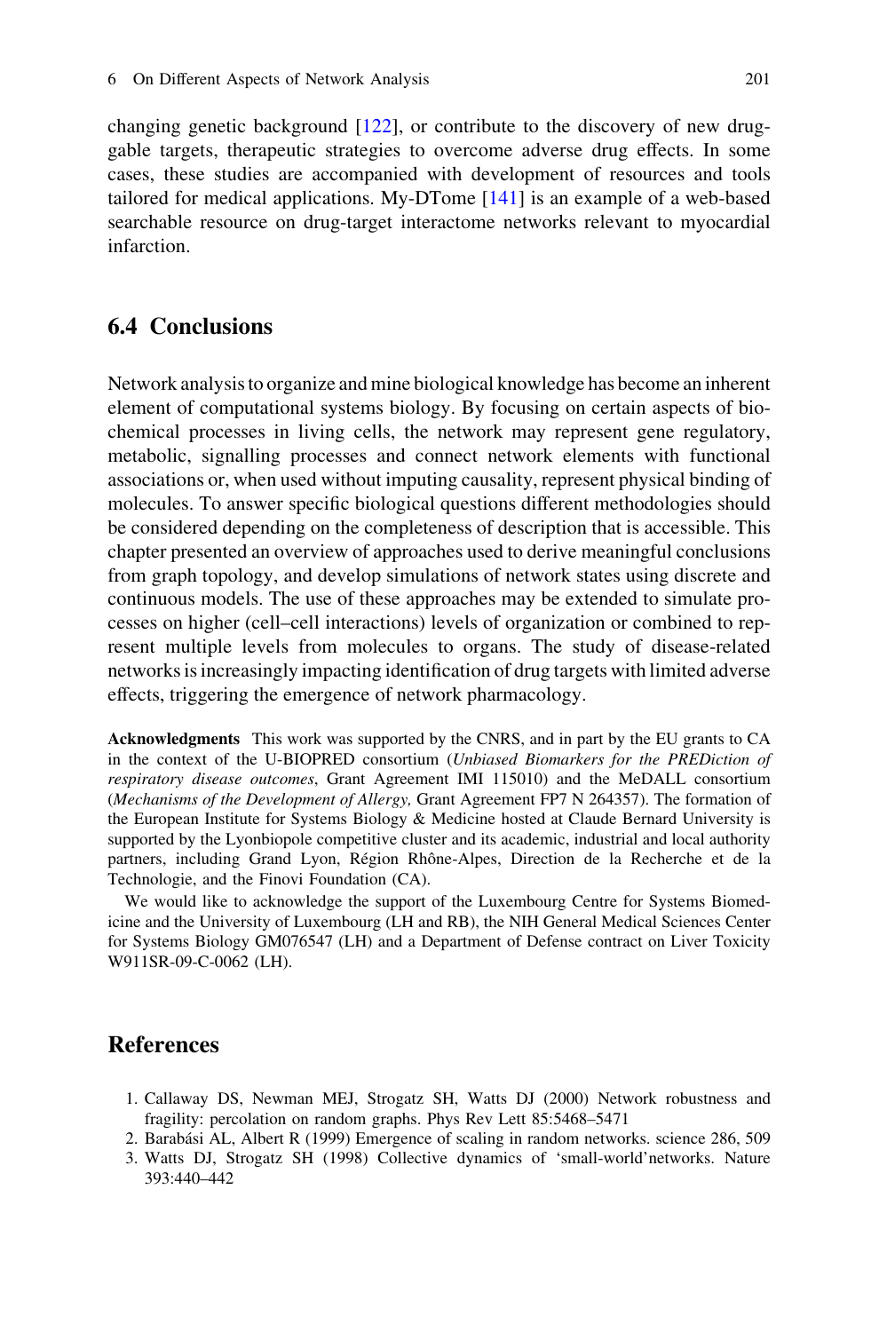changing genetic background [122], or contribute to the discovery of new druggable targets, therapeutic strategies to overcome adverse drug effects. In some cases, these studies are accompanied with development of resources and tools tailored for medical applications. My-DTome [141] is an example of a web-based searchable resource on drug-target interactome networks relevant to myocardial infarction.

## 6.4 Conclusions

Network analysis to organize and mine biological knowledge has become an inherent element of computational systems biology. By focusing on certain aspects of biochemical processes in living cells, the network may represent gene regulatory, metabolic, signalling processes and connect network elements with functional associations or, when used without imputing causality, represent physical binding of molecules. To answer specific biological questions different methodologies should be considered depending on the completeness of description that is accessible. This chapter presented an overview of approaches used to derive meaningful conclusions from graph topology, and develop simulations of network states using discrete and continuous models. The use of these approaches may be extended to simulate processes on higher (cell–cell interactions) levels of organization or combined to represent multiple levels from molecules to organs. The study of disease-related networks is increasingly impacting identification of drug targets with limited adverse effects, triggering the emergence of network pharmacology.

**Acknowledgments** This work was supported by the CNRS, and in part by the EU grants to CA in the context of the U-BIOPRED consortium (*Unbiased Biomarkers for the PREDiction of respiratory disease outcomes*, Grant Agreement IMI 115010) and the MeDALL consortium (*Mechanisms of the Development of Allergy,* Grant Agreement FP7 N 264357). The formation of the European Institute for Systems Biology & Medicine hosted at Claude Bernard University is supported by the Lyonbiopole competitive cluster and its academic, industrial and local authority partners, including Grand Lyon, Région Rhône-Alpes, Direction de la Recherche et de la Technologie, and the Finovi Foundation (CA).

We would like to acknowledge the support of the Luxembourg Centre for Systems Biomedicine and the University of Luxembourg (LH and RB), the NIH General Medical Sciences Center for Systems Biology GM076547 (LH) and a Department of Defense contract on Liver Toxicity W911SR-09-C-0062 (LH).

## References

1. Callaway DS, Newman MEJ, Strogatz SH, Watts DJ (2000) Network robustness and fragility: percolation on random graphs. Phys Rev Lett 85:5468–5471
2. Barabási AL, Albert R (1999) Emergence of scaling in random networks. science 286, 509
3. Watts DJ, Strogatz SH (1998) Collective dynamics of 'small-world'networks. Nature 393:440–442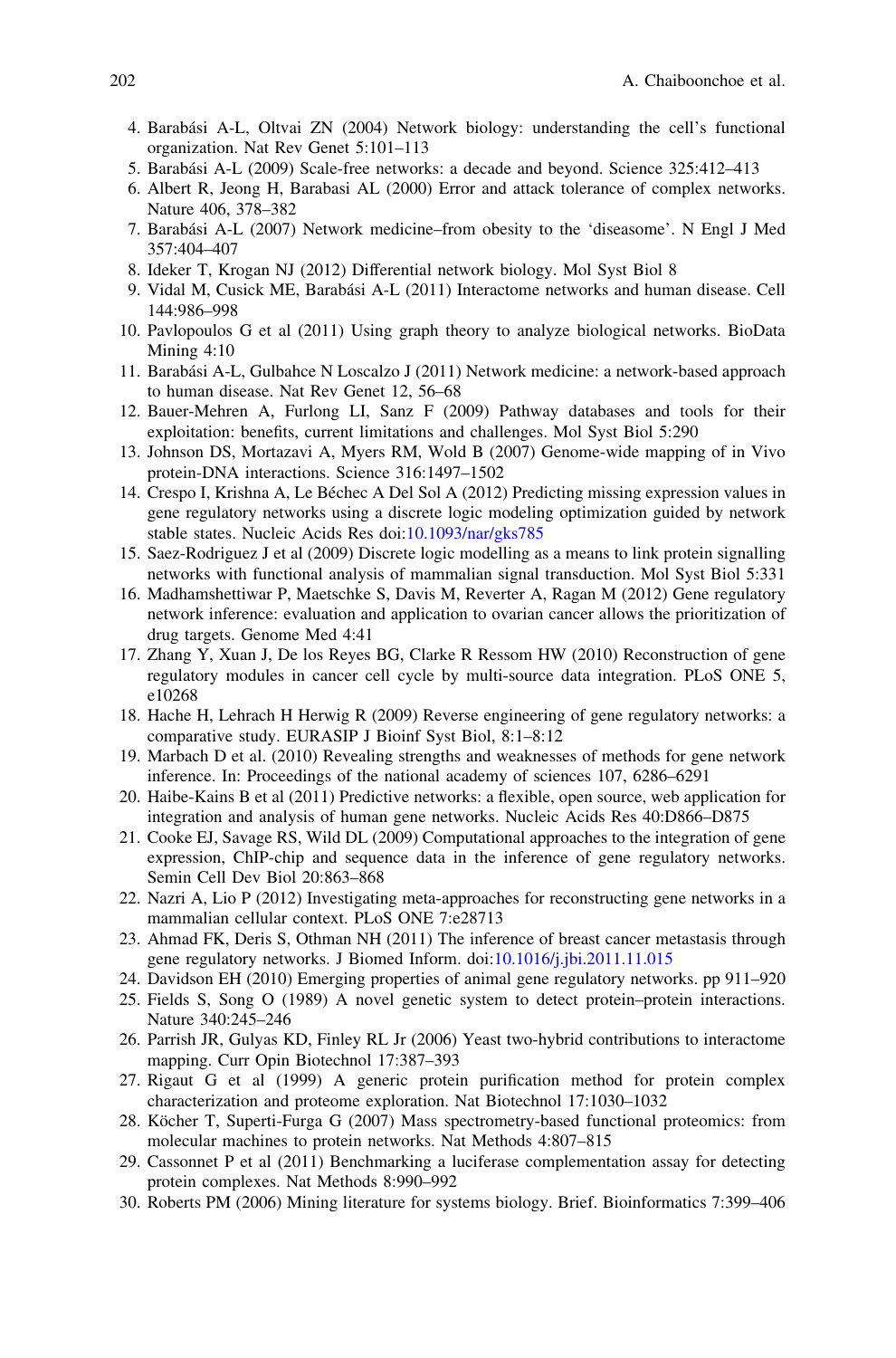4. Barabási A-L, Oltvai ZN (2004) Network biology: understanding the cell's functional organization. Nat Rev Genet 5:101–113
5. Barabási A-L (2009) Scale-free networks: a decade and beyond. Science 325:412–413
6. Albert R, Jeong H, Barabasi AL (2000) Error and attack tolerance of complex networks. Nature 406, 378–382
7. Barabási A-L (2007) Network medicine–from obesity to the 'diseasome'. N Engl J Med 357:404–407
8. Ideker T, Krogan NJ (2012) Differential network biology. Mol Syst Biol 8
9. Vidal M, Cusick ME, Barabási A-L (2011) Interactome networks and human disease. Cell 144:986–998
10. Pavlopoulos G et al (2011) Using graph theory to analyze biological networks. BioData Mining 4:10
11. Barabási A-L, Gulbahce N Loscalzo J (2011) Network medicine: a network-based approach to human disease. Nat Rev Genet 12, 56–68
12. Bauer-Mehren A, Furlong LI, Sanz F (2009) Pathway databases and tools for their exploitation: benefits, current limitations and challenges. Mol Syst Biol 5:290
13. Johnson DS, Mortazavi A, Myers RM, Wold B (2007) Genome-wide mapping of in Vivo protein-DNA interactions. Science 316:1497–1502
14. Crespo I, Krishna A, Le Béchec A Del Sol A (2012) Predicting missing expression values in gene regulatory networks using a discrete logic modeling optimization guided by network stable states. Nucleic Acids Res doi:10.1093/nar/gks785
15. Saez-Rodriguez J et al (2009) Discrete logic modelling as a means to link protein signalling networks with functional analysis of mammalian signal transduction. Mol Syst Biol 5:331
16. Madhamshettiwar P, Maetschke S, Davis M, Reverter A, Ragan M (2012) Gene regulatory network inference: evaluation and application to ovarian cancer allows the prioritization of drug targets. Genome Med 4:41
17. Zhang Y, Xuan J, De los Reyes BG, Clarke R Ressom HW (2010) Reconstruction of gene regulatory modules in cancer cell cycle by multi-source data integration. PLoS ONE 5, e10268
18. Hache H, Lehrach H Herwig R (2009) Reverse engineering of gene regulatory networks: a comparative study. EURASIP J Bioinf Syst Biol, 8:1–8:12
19. Marbach D et al. (2010) Revealing strengths and weaknesses of methods for gene network inference. In: Proceedings of the national academy of sciences 107, 6286–6291
20. Haibe-Kains B et al (2011) Predictive networks: a flexible, open source, web application for integration and analysis of human gene networks. Nucleic Acids Res 40:D866–D875
21. Cooke EJ, Savage RS, Wild DL (2009) Computational approaches to the integration of gene expression, ChIP-chip and sequence data in the inference of gene regulatory networks. Semin Cell Dev Biol 20:863–868
22. Nazri A, Lio P (2012) Investigating meta-approaches for reconstructing gene networks in a mammalian cellular context. PLoS ONE 7:e28713
23. Ahmad FK, Deris S, Othman NH (2011) The inference of breast cancer metastasis through gene regulatory networks. J Biomed Inform. doi:10.1016/j.jbi.2011.11.015
24. Davidson EH (2010) Emerging properties of animal gene regulatory networks. pp 911–920
25. Fields S, Song O (1989) A novel genetic system to detect protein–protein interactions. Nature 340:245–246
26. Parrish JR, Gulyas KD, Finley RL Jr (2006) Yeast two-hybrid contributions to interactome mapping. Curr Opin Biotechnol 17:387–393
27. Rigaut G et al (1999) A generic protein purification method for protein complex characterization and proteome exploration. Nat Biotechnol 17:1030–1032
28. Köcher T, Superti-Furga G (2007) Mass spectrometry-based functional proteomics: from molecular machines to protein networks. Nat Methods 4:807–815
29. Cassonnet P et al (2011) Benchmarking a luciferase complementation assay for detecting protein complexes. Nat Methods 8:990–992
30. Roberts PM (2006) Mining literature for systems biology. Brief. Bioinformatics 7:399–406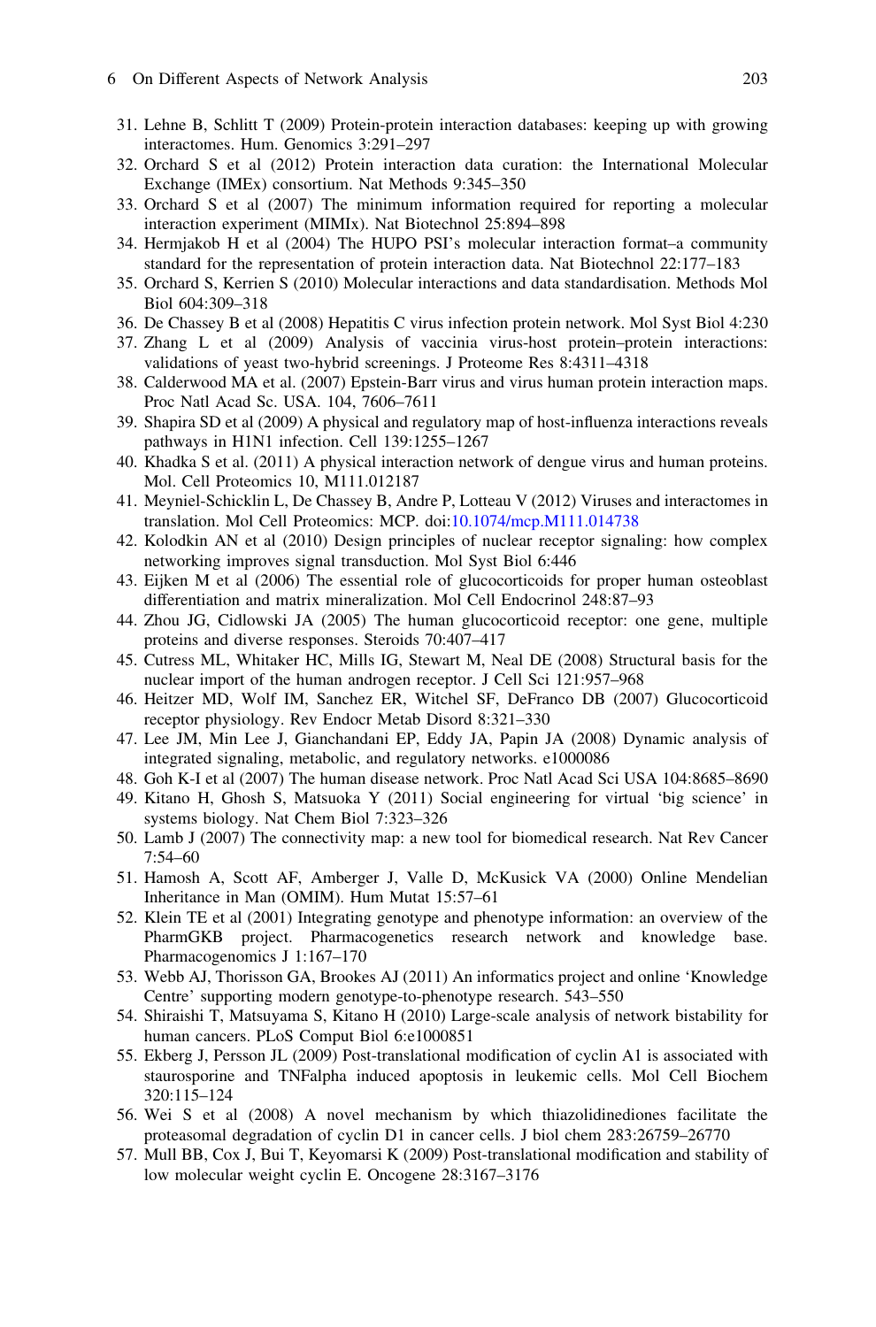31. Lehne B, Schlitt T (2009) Protein-protein interaction databases: keeping up with growing interactomes. Hum. Genomics 3:291–297
32. Orchard S et al (2012) Protein interaction data curation: the International Molecular Exchange (IMEx) consortium. Nat Methods 9:345–350
33. Orchard S et al (2007) The minimum information required for reporting a molecular interaction experiment (MIMIx). Nat Biotechnol 25:894–898
34. Hermjakob H et al (2004) The HUPO PSI's molecular interaction format–a community standard for the representation of protein interaction data. Nat Biotechnol 22:177–183
35. Orchard S, Kerrien S (2010) Molecular interactions and data standardisation. Methods Mol Biol 604:309–318
36. De Chassey B et al (2008) Hepatitis C virus infection protein network. Mol Syst Biol 4:230
37. Zhang L et al (2009) Analysis of vaccinia virus-host protein–protein interactions: validations of yeast two-hybrid screenings. J Proteome Res 8:4311–4318
38. Calderwood MA et al. (2007) Epstein-Barr virus and virus human protein interaction maps. Proc Natl Acad Sc. USA. 104, 7606–7611
39. Shapira SD et al (2009) A physical and regulatory map of host-influenza interactions reveals pathways in H1N1 infection. Cell 139:1255–1267
40. Khadka S et al. (2011) A physical interaction network of dengue virus and human proteins. Mol. Cell Proteomics 10, M111.012187
41. Meyniel-Schicklin L, De Chassey B, Andre P, Lotteau V (2012) Viruses and interactomes in translation. Mol Cell Proteomics: MCP. doi:10.1074/mcp.M111.014738
42. Kolodkin AN et al (2010) Design principles of nuclear receptor signaling: how complex networking improves signal transduction. Mol Syst Biol 6:446
43. Eijken M et al (2006) The essential role of glucocorticoids for proper human osteoblast differentiation and matrix mineralization. Mol Cell Endocrinol 248:87–93
44. Zhou JG, Cidlowski JA (2005) The human glucocorticoid receptor: one gene, multiple proteins and diverse responses. Steroids 70:407–417
45. Cutress ML, Whitaker HC, Mills IG, Stewart M, Neal DE (2008) Structural basis for the nuclear import of the human androgen receptor. J Cell Sci 121:957–968
46. Heitzer MD, Wolf IM, Sanchez ER, Witchel SF, DeFranco DB (2007) Glucocorticoid receptor physiology. Rev Endocr Metab Disord 8:321–330
47. Lee JM, Min Lee J, Gianchandani EP, Eddy JA, Papin JA (2008) Dynamic analysis of integrated signaling, metabolic, and regulatory networks. e1000086
48. Goh K-I et al (2007) The human disease network. Proc Natl Acad Sci USA 104:8685–8690
49. Kitano H, Ghosh S, Matsuoka Y (2011) Social engineering for virtual 'big science' in systems biology. Nat Chem Biol 7:323–326
50. Lamb J (2007) The connectivity map: a new tool for biomedical research. Nat Rev Cancer 7:54–60
51. Hamosh A, Scott AF, Amberger J, Valle D, McKusick VA (2000) Online Mendelian Inheritance in Man (OMIM). Hum Mutat 15:57–61
52. Klein TE et al (2001) Integrating genotype and phenotype information: an overview of the PharmGKB project. Pharmacogenetics research network and knowledge base. Pharmacogenomics J 1:167–170
53. Webb AJ, Thorisson GA, Brookes AJ (2011) An informatics project and online 'Knowledge Centre' supporting modern genotype-to-phenotype research. 543–550
54. Shiraishi T, Matsuyama S, Kitano H (2010) Large-scale analysis of network bistability for human cancers. PLoS Comput Biol 6:e1000851
55. Ekberg J, Persson JL (2009) Post-translational modification of cyclin A1 is associated with staurosporine and TNFalpha induced apoptosis in leukemic cells. Mol Cell Biochem 320:115–124
56. Wei S et al (2008) A novel mechanism by which thiazolidinediones facilitate the proteasomal degradation of cyclin D1 in cancer cells. J biol chem 283:26759–26770
57. Mull BB, Cox J, Bui T, Keyomarsi K (2009) Post-translational modification and stability of low molecular weight cyclin E. Oncogene 28:3167–3176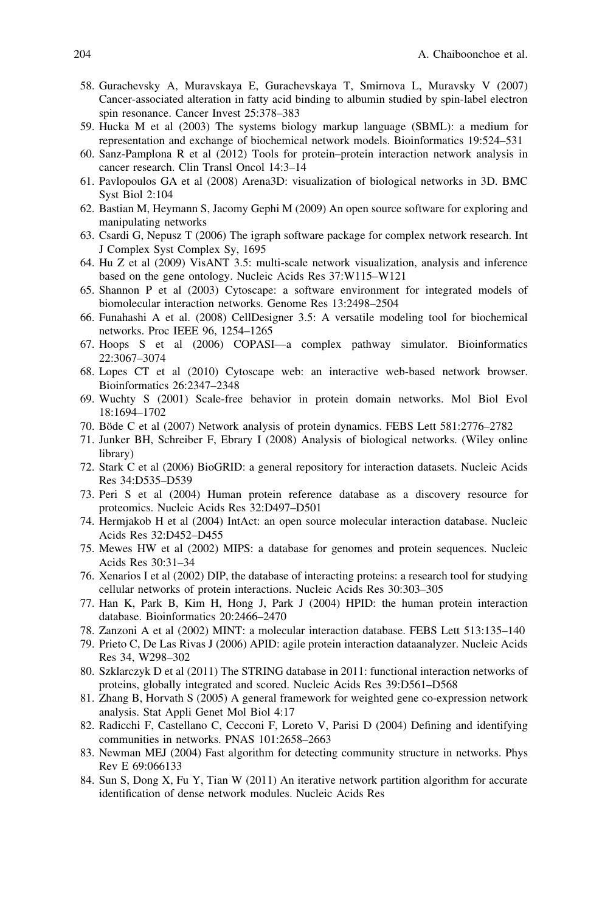58. Gurachevsky A, Muravskaya E, Gurachevskaya T, Smirnova L, Muravsky V (2007) Cancer-associated alteration in fatty acid binding to albumin studied by spin-label electron spin resonance. Cancer Invest 25:378–383
59. Hucka M et al (2003) The systems biology markup language (SBML): a medium for representation and exchange of biochemical network models. Bioinformatics 19:524–531
60. Sanz-Pamplona R et al (2012) Tools for protein–protein interaction network analysis in cancer research. Clin Transl Oncol 14:3–14
61. Pavlopoulos GA et al (2008) Arena3D: visualization of biological networks in 3D. BMC Syst Biol 2:104
62. Bastian M, Heymann S, Jacomy Gephi M (2009) An open source software for exploring and manipulating networks
63. Csardi G, Nepusz T (2006) The igraph software package for complex network research. Int J Complex Syst Complex Sy, 1695
64. Hu Z et al (2009) VisANT 3.5: multi-scale network visualization, analysis and inference based on the gene ontology. Nucleic Acids Res 37:W115–W121
65. Shannon P et al (2003) Cytoscape: a software environment for integrated models of biomolecular interaction networks. Genome Res 13:2498–2504
66. Funahashi A et al. (2008) CellDesigner 3.5: A versatile modeling tool for biochemical networks. Proc IEEE 96, 1254–1265
67. Hoops S et al (2006) COPASI—a complex pathway simulator. Bioinformatics 22:3067–3074
68. Lopes CT et al (2010) Cytoscape web: an interactive web-based network browser. Bioinformatics 26:2347–2348
69. Wuchty S (2001) Scale-free behavior in protein domain networks. Mol Biol Evol 18:1694–1702
70. Böde C et al (2007) Network analysis of protein dynamics. FEBS Lett 581:2776–2782
71. Junker BH, Schreiber F, Ebrary I (2008) Analysis of biological networks. (Wiley online library)
72. Stark C et al (2006) BioGRID: a general repository for interaction datasets. Nucleic Acids Res 34:D535–D539
73. Peri S et al (2004) Human protein reference database as a discovery resource for proteomics. Nucleic Acids Res 32:D497–D501
74. Hermjakob H et al (2004) IntAct: an open source molecular interaction database. Nucleic Acids Res 32:D452–D455
75. Mewes HW et al (2002) MIPS: a database for genomes and protein sequences. Nucleic Acids Res 30:31–34
76. Xenarios I et al (2002) DIP, the database of interacting proteins: a research tool for studying cellular networks of protein interactions. Nucleic Acids Res 30:303–305
77. Han K, Park B, Kim H, Hong J, Park J (2004) HPID: the human protein interaction database. Bioinformatics 20:2466–2470
78. Zanzoni A et al (2002) MINT: a molecular interaction database. FEBS Lett 513:135–140
79. Prieto C, De Las Rivas J (2006) APID: agile protein interaction dataanalyzer. Nucleic Acids Res 34, W298–302
80. Szklarczyk D et al (2011) The STRING database in 2011: functional interaction networks of proteins, globally integrated and scored. Nucleic Acids Res 39:D561–D568
81. Zhang B, Horvath S (2005) A general framework for weighted gene co-expression network analysis. Stat Appli Genet Mol Biol 4:17
82. Radicchi F, Castellano C, Cecconi F, Loreto V, Parisi D (2004) Defining and identifying communities in networks. PNAS 101:2658–2663
83. Newman MEJ (2004) Fast algorithm for detecting community structure in networks. Phys Rev E 69:066133
84. Sun S, Dong X, Fu Y, Tian W (2011) An iterative network partition algorithm for accurate identification of dense network modules. Nucleic Acids Res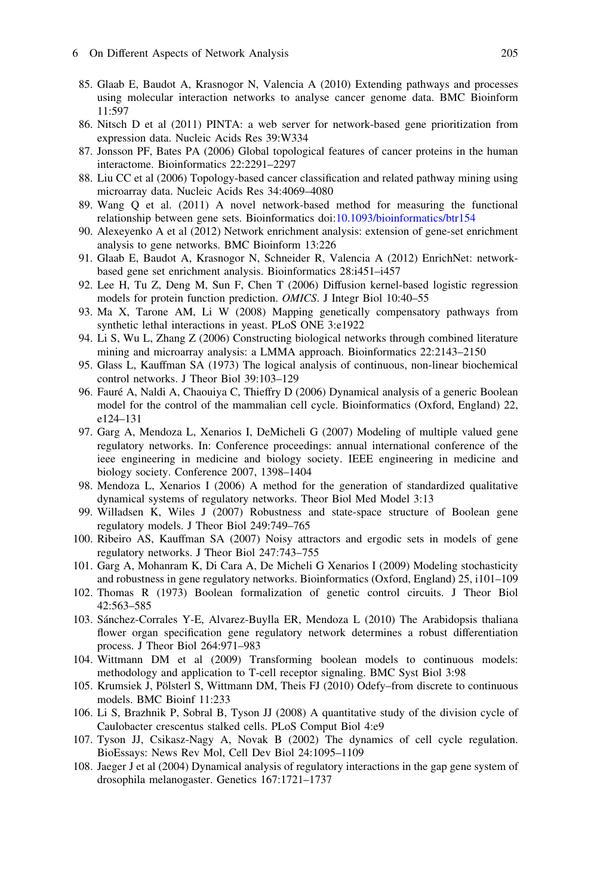85. Glaab E, Baudot A, Krasnogor N, Valencia A (2010) Extending pathways and processes using molecular interaction networks to analyse cancer genome data. BMC Bioinform 11:597
86. Nitsch D et al (2011) PINTA: a web server for network-based gene prioritization from expression data. Nucleic Acids Res 39:W334
87. Jonsson PF, Bates PA (2006) Global topological features of cancer proteins in the human interactome. Bioinformatics 22:2291–2297
88. Liu CC et al (2006) Topology-based cancer classification and related pathway mining using microarray data. Nucleic Acids Res 34:4069–4080
89. Wang Q et al. (2011) A novel network-based method for measuring the functional relationship between gene sets. Bioinformatics doi:10.1093/bioinformatics/btr154
90. Alexeyenko A et al (2012) Network enrichment analysis: extension of gene-set enrichment analysis to gene networks. BMC Bioinform 13:226
91. Glaab E, Baudot A, Krasnogor N, Schneider R, Valencia A (2012) EnrichNet: network-based gene set enrichment analysis. Bioinformatics 28:i451–i457
92. Lee H, Tu Z, Deng M, Sun F, Chen T (2006) Diffusion kernel-based logistic regression models for protein function prediction. *OMICS*. J Integr Biol 10:40–55
93. Ma X, Tarone AM, Li W (2008) Mapping genetically compensatory pathways from synthetic lethal interactions in yeast. PLoS ONE 3:e1922
94. Li S, Wu L, Zhang Z (2006) Constructing biological networks through combined literature mining and microarray analysis: a LMMA approach. Bioinformatics 22:2143–2150
95. Glass L, Kauffman SA (1973) The logical analysis of continuous, non-linear biochemical control networks. J Theor Biol 39:103–129
96. Fauré A, Naldi A, Chaouiya C, Thieffry D (2006) Dynamical analysis of a generic Boolean model for the control of the mammalian cell cycle. Bioinformatics (Oxford, England) 22, e124–131
97. Garg A, Mendoza L, Xenarios I, DeMicheli G (2007) Modeling of multiple valued gene regulatory networks. In: Conference proceedings: annual international conference of the ieee engineering in medicine and biology society. IEEE engineering in medicine and biology society. Conference 2007, 1398–1404
98. Mendoza L, Xenarios I (2006) A method for the generation of standardized qualitative dynamical systems of regulatory networks. Theor Biol Med Model 3:13
99. Willadsen K, Wiles J (2007) Robustness and state-space structure of Boolean gene regulatory models. J Theor Biol 249:749–765
100. Ribeiro AS, Kauffman SA (2007) Noisy attractors and ergodic sets in models of gene regulatory networks. J Theor Biol 247:743–755
101. Garg A, Mohanram K, Di Cara A, De Micheli G Xenarios I (2009) Modeling stochasticity and robustness in gene regulatory networks. Bioinformatics (Oxford, England) 25, i101–109
102. Thomas R (1973) Boolean formalization of genetic control circuits. J Theor Biol 42:563–585
103. Sánchez-Corrales Y-E, Alvarez-Buylla ER, Mendoza L (2010) The Arabidopsis thaliana flower organ specification gene regulatory network determines a robust differentiation process. J Theor Biol 264:971–983
104. Wittmann DM et al (2009) Transforming boolean models to continuous models: methodology and application to T-cell receptor signaling. BMC Syst Biol 3:98
105. Krumsiek J, Pölsterl S, Wittmann DM, Theis FJ (2010) Odefy–from discrete to continuous models. BMC Bioinf 11:233
106. Li S, Brazhnik P, Sobral B, Tyson JJ (2008) A quantitative study of the division cycle of Caulobacter crescentus stalked cells. PLoS Comput Biol 4:e9
107. Tyson JJ, Csikasz-Nagy A, Novak B (2002) The dynamics of cell cycle regulation. BioEssays: News Rev Mol, Cell Dev Biol 24:1095–1109
108. Jaeger J et al (2004) Dynamical analysis of regulatory interactions in the gap gene system of drosophila melanogaster. Genetics 167:1721–1737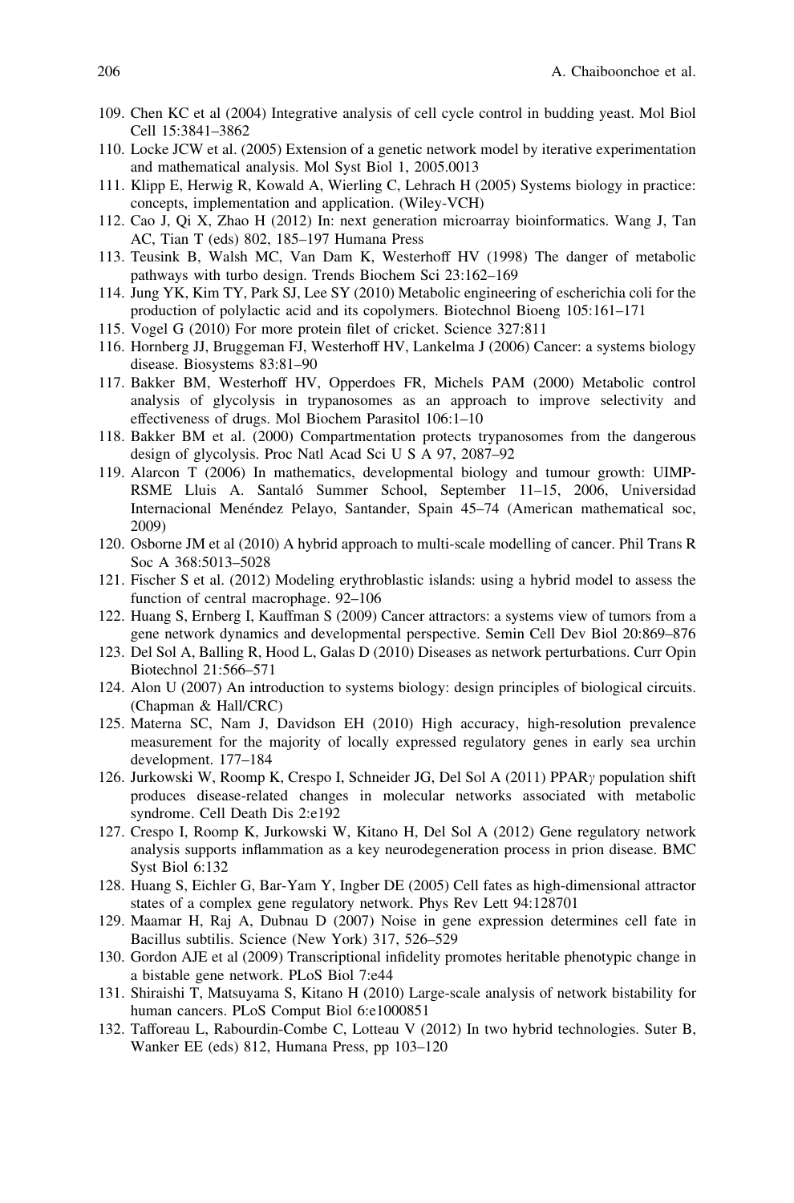109. Chen KC et al (2004) Integrative analysis of cell cycle control in budding yeast. Mol Biol Cell 15:3841–3862
110. Locke JCW et al. (2005) Extension of a genetic network model by iterative experimentation and mathematical analysis. Mol Syst Biol 1, 2005.0013
111. Klipp E, Herwig R, Kowald A, Wierling C, Lehrach H (2005) Systems biology in practice: concepts, implementation and application. (Wiley-VCH)
112. Cao J, Qi X, Zhao H (2012) In: next generation microarray bioinformatics. Wang J, Tan AC, Tian T (eds) 802, 185–197 Humana Press
113. Teusink B, Walsh MC, Van Dam K, Westerhoff HV (1998) The danger of metabolic pathways with turbo design. Trends Biochem Sci 23:162–169
114. Jung YK, Kim TY, Park SJ, Lee SY (2010) Metabolic engineering of escherichia coli for the production of polylactic acid and its copolymers. Biotechnol Bioeng 105:161–171
115. Vogel G (2010) For more protein filet of cricket. Science 327:811
116. Hornberg JJ, Bruggeman FJ, Westerhoff HV, Lankelma J (2006) Cancer: a systems biology disease. Biosystems 83:81–90
117. Bakker BM, Westerhoff HV, Opperdoes FR, Michels PAM (2000) Metabolic control analysis of glycolysis in trypanosomes as an approach to improve selectivity and effectiveness of drugs. Mol Biochem Parasitol 106:1–10
118. Bakker BM et al. (2000) Compartmentation protects trypanosomes from the dangerous design of glycolysis. Proc Natl Acad Sci U S A 97, 2087–92
119. Alarcon T (2006) In mathematics, developmental biology and tumour growth: UIMP-RSME Lluis A. Santaló Summer School, September 11–15, 2006, Universidad Internacional Menéndez Pelayo, Santander, Spain 45–74 (American mathematical soc, 2009)
120. Osborne JM et al (2010) A hybrid approach to multi-scale modelling of cancer. Phil Trans R Soc A 368:5013–5028
121. Fischer S et al. (2012) Modeling erythroblastic islands: using a hybrid model to assess the function of central macrophage. 92–106
122. Huang S, Ernberg I, Kauffman S (2009) Cancer attractors: a systems view of tumors from a gene network dynamics and developmental perspective. Semin Cell Dev Biol 20:869–876
123. Del Sol A, Balling R, Hood L, Galas D (2010) Diseases as network perturbations. Curr Opin Biotechnol 21:566–571
124. Alon U (2007) An introduction to systems biology: design principles of biological circuits. (Chapman & Hall/CRC)
125. Materna SC, Nam J, Davidson EH (2010) High accuracy, high-resolution prevalence measurement for the majority of locally expressed regulatory genes in early sea urchin development. 177–184
126. Jurkowski W, Roomp K, Crespo I, Schneider JG, Del Sol A (2011) PPAR$\gamma$ population shift produces disease-related changes in molecular networks associated with metabolic syndrome. Cell Death Dis 2:e192
127. Crespo I, Roomp K, Jurkowski W, Kitano H, Del Sol A (2012) Gene regulatory network analysis supports inflammation as a key neurodegeneration process in prion disease. BMC Syst Biol 6:132
128. Huang S, Eichler G, Bar-Yam Y, Ingber DE (2005) Cell fates as high-dimensional attractor states of a complex gene regulatory network. Phys Rev Lett 94:128701
129. Maamar H, Raj A, Dubnau D (2007) Noise in gene expression determines cell fate in Bacillus subtilis. Science (New York) 317, 526–529
130. Gordon AJE et al (2009) Transcriptional infidelity promotes heritable phenotypic change in a bistable gene network. PLoS Biol 7:e44
131. Shiraishi T, Matsuyama S, Kitano H (2010) Large-scale analysis of network bistability for human cancers. PLoS Comput Biol 6:e1000851
132. Tafforeau L, Rabourdin-Combe C, Lotteau V (2012) In two hybrid technologies. Suter B, Wanker EE (eds) 812, Humana Press, pp 103–120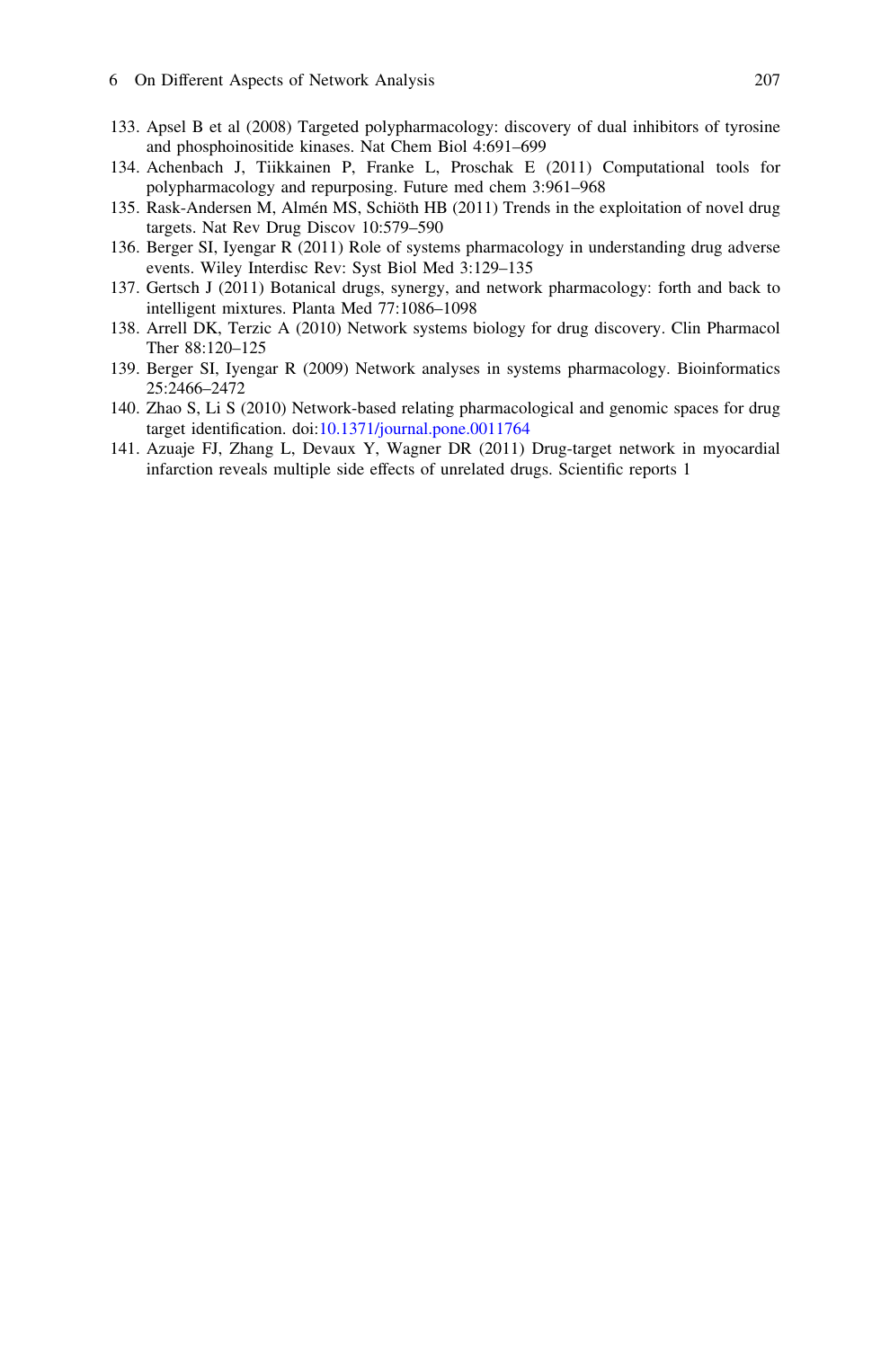133. Apsel B et al (2008) Targeted polypharmacology: discovery of dual inhibitors of tyrosine and phosphoinositide kinases. Nat Chem Biol 4:691–699
134. Achenbach J, Tiikkainen P, Franke L, Proschak E (2011) Computational tools for polypharmacology and repurposing. Future med chem 3:961–968
135. Rask-Andersen M, Almén MS, Schiöth HB (2011) Trends in the exploitation of novel drug targets. Nat Rev Drug Discov 10:579–590
136. Berger SI, Iyengar R (2011) Role of systems pharmacology in understanding drug adverse events. Wiley Interdisc Rev: Syst Biol Med 3:129–135
137. Gertsch J (2011) Botanical drugs, synergy, and network pharmacology: forth and back to intelligent mixtures. Planta Med 77:1086–1098
138. Arrell DK, Terzic A (2010) Network systems biology for drug discovery. Clin Pharmacol Ther 88:120–125
139. Berger SI, Iyengar R (2009) Network analyses in systems pharmacology. Bioinformatics 25:2466–2472
140. Zhao S, Li S (2010) Network-based relating pharmacological and genomic spaces for drug target identification. doi:10.1371/journal.pone.0011764
141. Azuaje FJ, Zhang L, Devaux Y, Wagner DR (2011) Drug-target network in myocardial infarction reveals multiple side effects of unrelated drugs. Scientific reports 1